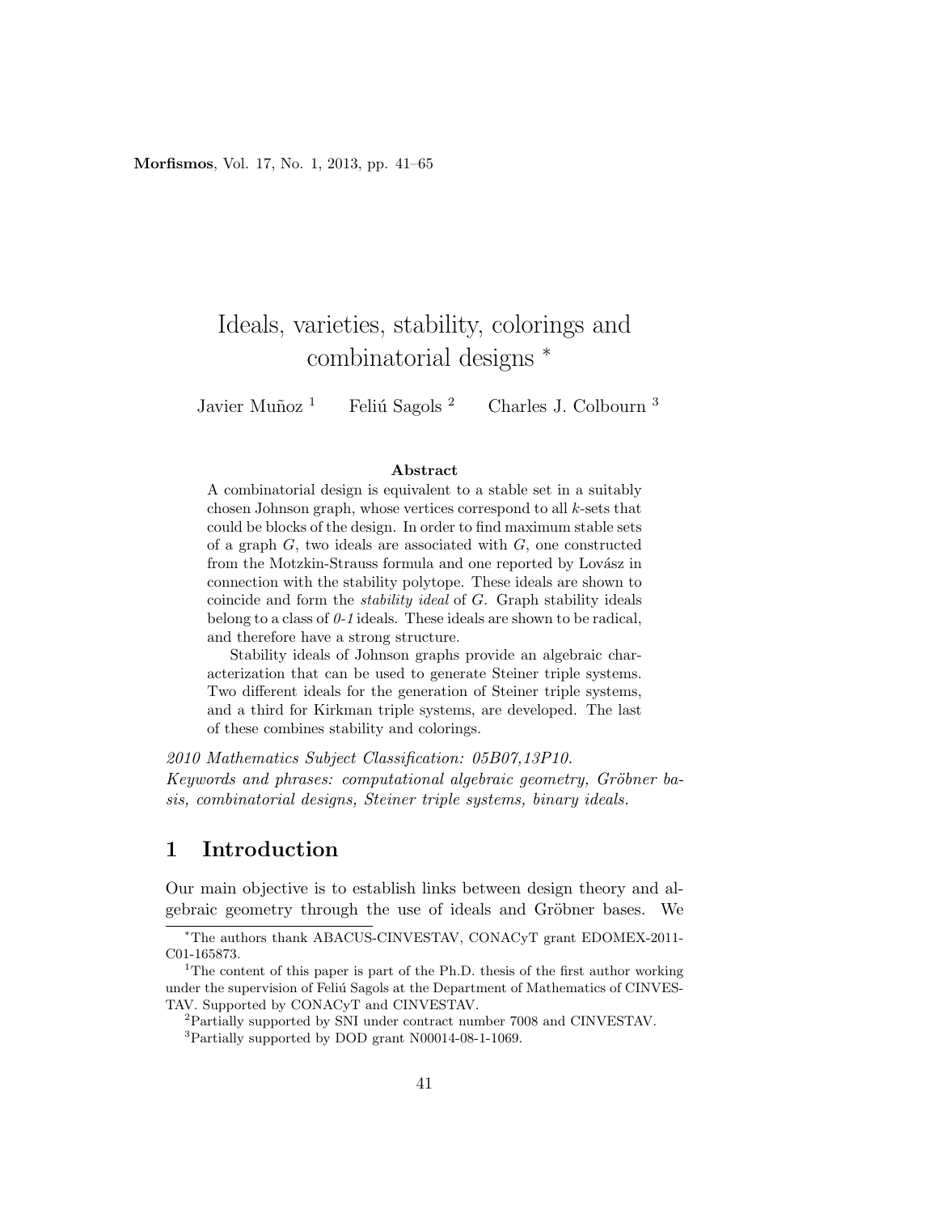# Ideals, varieties, stability, colorings and combinatorial designs [*]

Javier Muñoz [1] Feliú Sagols [2] Charles J. Colbourn [3]

### Abstract

A combinatorial design is equivalent to a stable set in a suitably chosen Johnson graph, whose vertices correspond to all $k$-sets that could be blocks of the design. In order to find maximum stable sets of a graph $G$, two ideals are associated with $G$, one constructed from the Motzkin-Strauss formula and one reported by Lovász in connection with the stability polytope. These ideals are shown to coincide and form the *stability ideal* of $G$. Graph stability ideals belong to a class of *0-1* ideals. These ideals are shown to be radical, and therefore have a strong structure.

Stability ideals of Johnson graphs provide an algebraic characterization that can be used to generate Steiner triple systems. Two different ideals for the generation of Steiner triple systems, and a third for Kirkman triple systems, are developed. The last of these combines stability and colorings.

*2010 Mathematics Subject Classification: 05B07,13P10.*
*Keywords and phrases: computational algebraic geometry, Gröbner basis, combinatorial designs, Steiner triple systems, binary ideals.*

## 1 Introduction

Our main objective is to establish links between design theory and algebraic geometry through the use of ideals and Gröbner bases. We

---

[*] The authors thank ABACUS-CINVESTAV, CONACyT grant EDOMEX-2011-C01-165873.

[1] The content of this paper is part of the Ph.D. thesis of the first author working under the supervision of Feliú Sagols at the Department of Mathematics of CINVESTAV. Supported by CONACyT and CINVESTAV.

[2] Partially supported by SNI under contract number 7008 and CINVESTAV.

[3] Partially supported by DOD grant N00014-08-1-1069.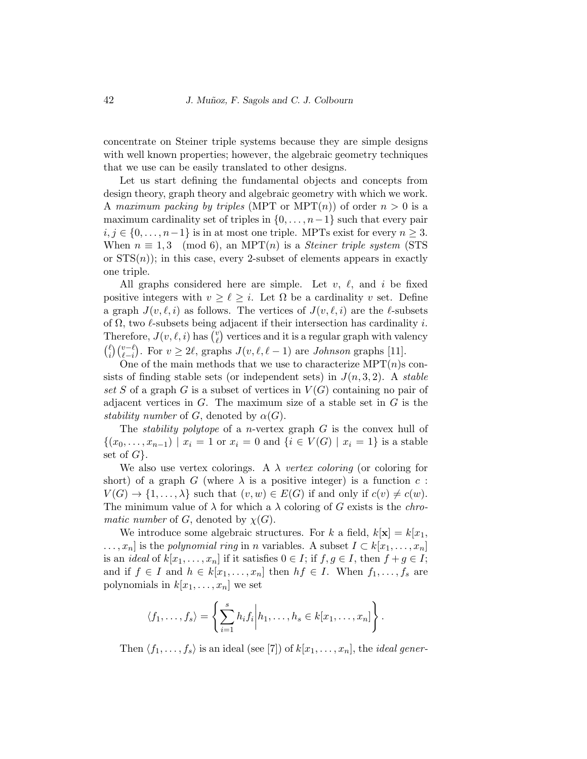concentrate on Steiner triple systems because they are simple designs with well known properties; however, the algebraic geometry techniques that we use can be easily translated to other designs.

Let us start defining the fundamental objects and concepts from design theory, graph theory and algebraic geometry with which we work. A *maximum packing by triples* (MPT or MPT($n$)) of order $n > 0$ is a maximum cardinality set of triples in $\{0, \ldots, n-1\}$ such that every pair $i, j \in \{0, \ldots, n-1\}$ is in at most one triple. MPTs exist for every $n \geq 3$. When $n \equiv 1, 3 \pmod 6$, an MPT($n$) is a *Steiner triple system* (STS or STS($n$)); in this case, every 2-subset of elements appears in exactly one triple.

All graphs considered here are simple. Let $v$, $\ell$, and $i$ be fixed positive integers with $v \geq \ell \geq i$. Let $\Omega$ be a cardinality $v$ set. Define a graph $J(v, \ell, i)$ as follows. The vertices of $J(v, \ell, i)$ are the $\ell$-subsets of $\Omega$, two $\ell$-subsets being adjacent if their intersection has cardinality $i$. Therefore, $J(v, \ell, i)$ has $\binom{v}{\ell}$ vertices and it is a regular graph with valency $\binom{\ell}{i}\binom{v-\ell}{\ell-i}$. For $v \geq 2\ell$, graphs $J(v, \ell, \ell-1)$ are *Johnson* graphs [11].

One of the main methods that we use to characterize MPT($n$)s consists of finding stable sets (or independent sets) in $J(n, 3, 2)$. A *stable set* $S$ of a graph $G$ is a subset of vertices in $V(G)$ containing no pair of adjacent vertices in $G$. The maximum size of a stable set in $G$ is the *stability number* of $G$, denoted by $\alpha(G)$.

The *stability polytope* of a $n$-vertex graph $G$ is the convex hull of $\{(x_0, \ldots, x_{n-1}) \mid x_i = 1 \text{ or } x_i = 0 \text{ and } \{i \in V(G) \mid x_i = 1\} \text{ is a stable set of } G\}$.

We also use vertex colorings. A $\lambda$ *vertex coloring* (or coloring for short) of a graph $G$ (where $\lambda$ is a positive integer) is a function $c : V(G) \to \{1, \ldots, \lambda\}$ such that $(v, w) \in E(G)$ if and only if $c(v) \neq c(w)$. The minimum value of $\lambda$ for which a $\lambda$ coloring of $G$ exists is the *chromatic number* of $G$, denoted by $\chi(G)$.

We introduce some algebraic structures. For $k$ a field, $k[\mathbf{x}] = k[x_1, \ldots, x_n]$ is the *polynomial ring* in $n$ variables. A subset $I \subset k[x_1, \ldots, x_n]$ is an *ideal* of $k[x_1, \ldots, x_n]$ if it satisfies $0 \in I$; if $f, g \in I$, then $f + g \in I$; and if $f \in I$ and $h \in k[x_1, \ldots, x_n]$ then $hf \in I$. When $f_1, \ldots, f_s$ are polynomials in $k[x_1, \ldots, x_n]$ we set

$$\langle f_1, \ldots, f_s \rangle = \left\{ \sum_{i=1}^{s} h_i f_i \middle| h_1, \ldots, h_s \in k[x_1, \ldots, x_n] \right\}.$$

Then $\langle f_1, \ldots, f_s \rangle$ is an ideal (see [7]) of $k[x_1, \ldots, x_n]$, the *ideal gener-*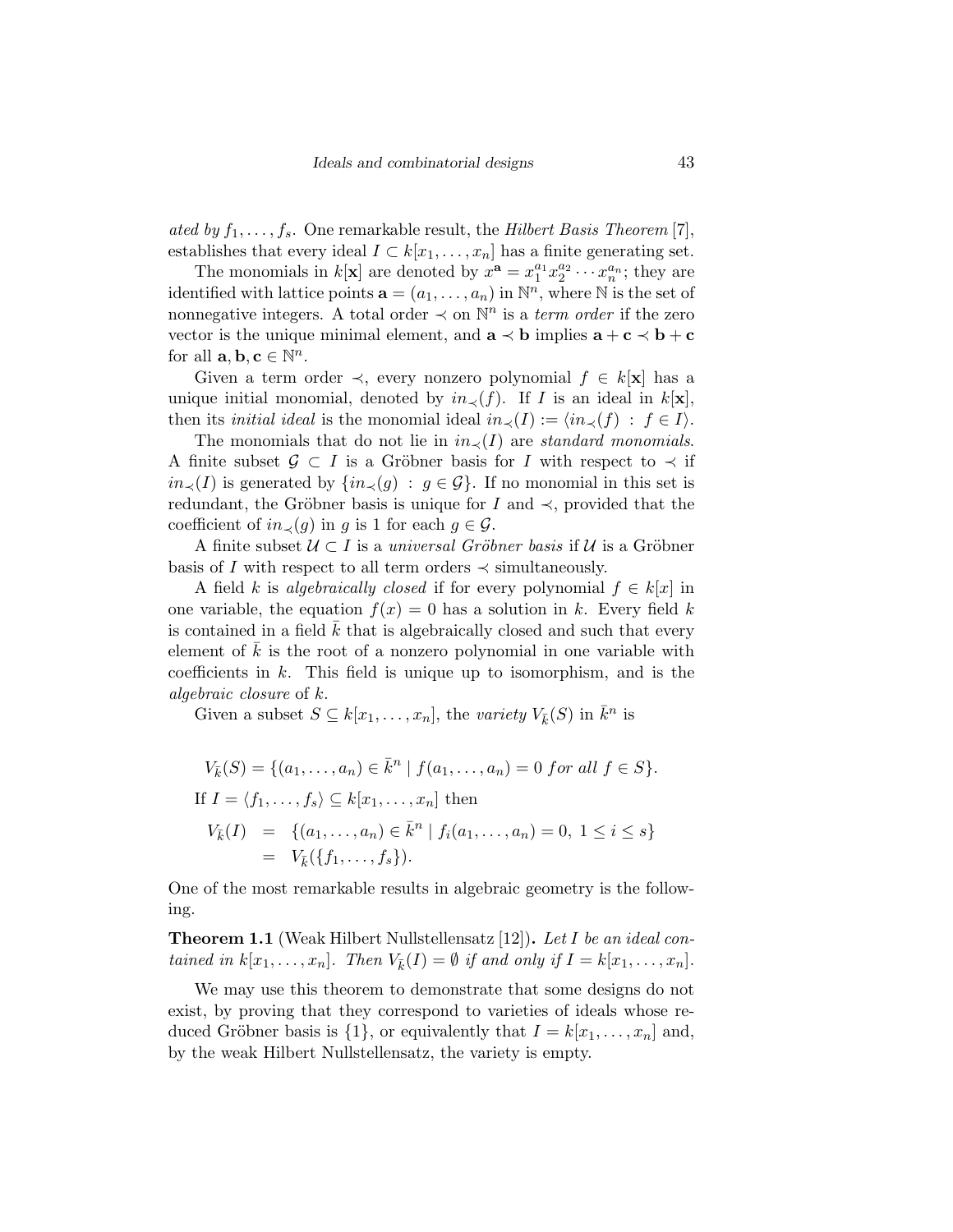*ated by* $f_1, \ldots, f_s$. One remarkable result, the *Hilbert Basis Theorem* [7], establishes that every ideal $I \subset k[x_1, \ldots, x_n]$ has a finite generating set.

The monomials in $k[\mathbf{x}]$ are denoted by $x^{\mathbf{a}} = x_1^{a_1} x_2^{a_2} \cdots x_n^{a_n}$; they are identified with lattice points $\mathbf{a} = (a_1, \ldots, a_n)$ in $\mathbb{N}^n$, where $\mathbb{N}$ is the set of nonnegative integers. A total order $\prec$ on $\mathbb{N}^n$ is a *term order* if the zero vector is the unique minimal element, and $\mathbf{a} \prec \mathbf{b}$ implies $\mathbf{a} + \mathbf{c} \prec \mathbf{b} + \mathbf{c}$ for all $\mathbf{a}, \mathbf{b}, \mathbf{c} \in \mathbb{N}^n$.

Given a term order $\prec$, every nonzero polynomial $f \in k[\mathbf{x}]$ has a unique initial monomial, denoted by $in_{\prec}(f)$. If $I$ is an ideal in $k[\mathbf{x}]$, then its *initial ideal* is the monomial ideal $in_{\prec}(I) := \langle in_{\prec}(f) \ : \ f \in I \rangle$.

The monomials that do not lie in $in_{\prec}(I)$ are *standard monomials*. A finite subset $\mathcal{G} \subset I$ is a Gröbner basis for $I$ with respect to $\prec$ if $in_{\prec}(I)$ is generated by $\{in_{\prec}(g) \ : \ g \in \mathcal{G}\}$. If no monomial in this set is redundant, the Gröbner basis is unique for $I$ and $\prec$, provided that the coefficient of $in_{\prec}(g)$ in $g$ is 1 for each $g \in \mathcal{G}$.

A finite subset $\mathcal{U} \subset I$ is a *universal Gröbner basis* if $\mathcal{U}$ is a Gröbner basis of $I$ with respect to all term orders $\prec$ simultaneously.

A field $k$ is *algebraically closed* if for every polynomial $f \in k[x]$ in one variable, the equation $f(x) = 0$ has a solution in $k$. Every field $k$ is contained in a field $\bar{k}$ that is algebraically closed and such that every element of $\bar{k}$ is the root of a nonzero polynomial in one variable with coefficients in $k$. This field is unique up to isomorphism, and is the *algebraic closure* of $k$.

Given a subset $S \subseteq k[x_1, \ldots, x_n]$, the *variety* $V_{\bar{k}}(S)$ in $\bar{k}^n$ is

$$V_{\bar{k}}(S) = \{(a_1, \ldots, a_n) \in \bar{k}^n \mid f(a_1, \ldots, a_n) = 0 \ \textit{for all} \ f \in S\}.$$

If $I = \langle f_1, \ldots, f_s \rangle \subseteq k[x_1, \ldots, x_n]$ then

$$\begin{aligned} V_{\bar{k}}(I) &= \{(a_1, \ldots, a_n) \in \bar{k}^n \mid f_i(a_1, \ldots, a_n) = 0, \ 1 \leq i \leq s\} \\ &= V_{\bar{k}}(\{f_1, \ldots, f_s\}). \end{aligned}$$

One of the most remarkable results in algebraic geometry is the following.

**Theorem 1.1** (Weak Hilbert Nullstellensatz [12]). *Let $I$ be an ideal contained in $k[x_1, \ldots, x_n]$. Then $V_{\bar{k}}(I) = \emptyset$ if and only if $I = k[x_1, \ldots, x_n]$.*

We may use this theorem to demonstrate that some designs do not exist, by proving that they correspond to varieties of ideals whose reduced Gröbner basis is $\{1\}$, or equivalently that $I = k[x_1, \ldots, x_n]$ and, by the weak Hilbert Nullstellensatz, the variety is empty.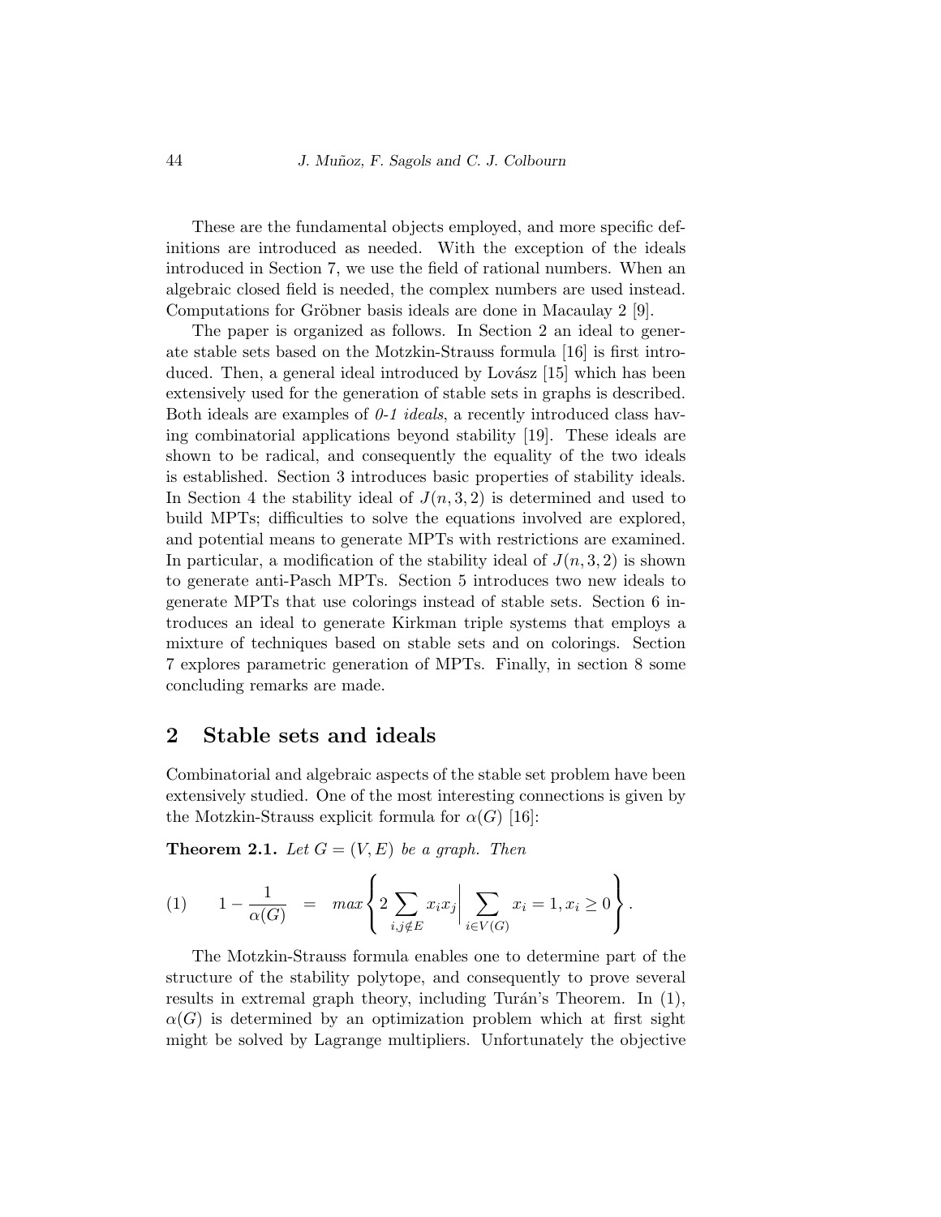These are the fundamental objects employed, and more specific definitions are introduced as needed. With the exception of the ideals introduced in Section 7, we use the field of rational numbers. When an algebraic closed field is needed, the complex numbers are used instead. Computations for Gröbner basis ideals are done in Macaulay 2 [9].

The paper is organized as follows. In Section 2 an ideal to generate stable sets based on the Motzkin-Strauss formula [16] is first introduced. Then, a general ideal introduced by Lovász [15] which has been extensively used for the generation of stable sets in graphs is described. Both ideals are examples of *0-1 ideals*, a recently introduced class having combinatorial applications beyond stability [19]. These ideals are shown to be radical, and consequently the equality of the two ideals is established. Section 3 introduces basic properties of stability ideals. In Section 4 the stability ideal of $J(n,3,2)$ is determined and used to build MPTs; difficulties to solve the equations involved are explored, and potential means to generate MPTs with restrictions are examined. In particular, a modification of the stability ideal of $J(n,3,2)$ is shown to generate anti-Pasch MPTs. Section 5 introduces two new ideals to generate MPTs that use colorings instead of stable sets. Section 6 introduces an ideal to generate Kirkman triple systems that employs a mixture of techniques based on stable sets and on colorings. Section 7 explores parametric generation of MPTs. Finally, in section 8 some concluding remarks are made.

## 2 Stable sets and ideals

Combinatorial and algebraic aspects of the stable set problem have been extensively studied. One of the most interesting connections is given by the Motzkin-Strauss explicit formula for $\alpha(G)$ [16]:

**Theorem 2.1.** *Let $G = (V, E)$ be a graph. Then*

$$(1) \qquad 1 - \frac{1}{\alpha(G)} \;=\; max\left\{ 2\sum_{i,j \notin E} x_i x_j \,\middle|\, \sum_{i \in V(G)} x_i = 1, x_i \geq 0 \right\}.$$

The Motzkin-Strauss formula enables one to determine part of the structure of the stability polytope, and consequently to prove several results in extremal graph theory, including Turán's Theorem. In (1), $\alpha(G)$ is determined by an optimization problem which at first sight might be solved by Lagrange multipliers. Unfortunately the objective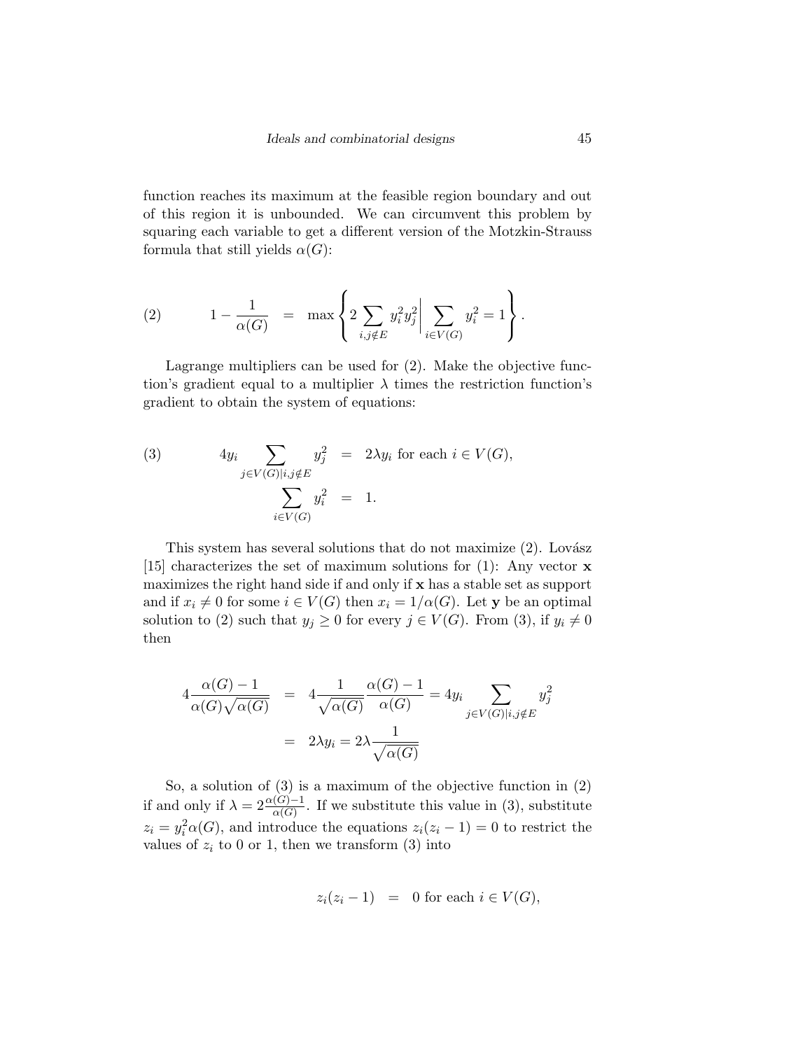function reaches its maximum at the feasible region boundary and out of this region it is unbounded. We can circumvent this problem by squaring each variable to get a different version of the Motzkin-Strauss formula that still yields $\alpha(G)$:

$$
(2) \qquad 1 - \frac{1}{\alpha(G)} \quad = \quad \max \left\{ 2 \sum_{i,j \notin E} y_i^2 y_j^2 \middle| \sum_{i \in V(G)} y_i^2 = 1 \right\}.
$$

Lagrange multipliers can be used for (2). Make the objective function's gradient equal to a multiplier $\lambda$ times the restriction function's gradient to obtain the system of equations:

$$
(3) \qquad \begin{aligned} 4y_i \sum_{j \in V(G) | i,j \notin E} y_j^2 &= 2\lambda y_i \text{ for each } i \in V(G), \\ \sum_{i \in V(G)} y_i^2 &= 1. \end{aligned}
$$

This system has several solutions that do not maximize (2). Lovász [15] characterizes the set of maximum solutions for (1): Any vector $\mathbf{x}$ maximizes the right hand side if and only if $\mathbf{x}$ has a stable set as support and if $x_i \neq 0$ for some $i \in V(G)$ then $x_i = 1/\alpha(G)$. Let $\mathbf{y}$ be an optimal solution to (2) such that $y_j \geq 0$ for every $j \in V(G)$. From (3), if $y_i \neq 0$ then

$$
\begin{aligned} 4\frac{\alpha(G) - 1}{\alpha(G)\sqrt{\alpha(G)}} &= 4\frac{1}{\sqrt{\alpha(G)}} \frac{\alpha(G) - 1}{\alpha(G)} = 4y_i \sum_{j \in V(G) | i,j \notin E} y_j^2 \\ &= 2\lambda y_i = 2\lambda \frac{1}{\sqrt{\alpha(G)}} \end{aligned}
$$

So, a solution of (3) is a maximum of the objective function in (2) if and only if $\lambda = 2\frac{\alpha(G)-1}{\alpha(G)}$. If we substitute this value in (3), substitute $z_i = y_i^2 \alpha(G)$, and introduce the equations $z_i(z_i - 1) = 0$ to restrict the values of $z_i$ to 0 or 1, then we transform (3) into

$$
z_i(z_i - 1) \quad = \quad 0 \text{ for each } i \in V(G),
$$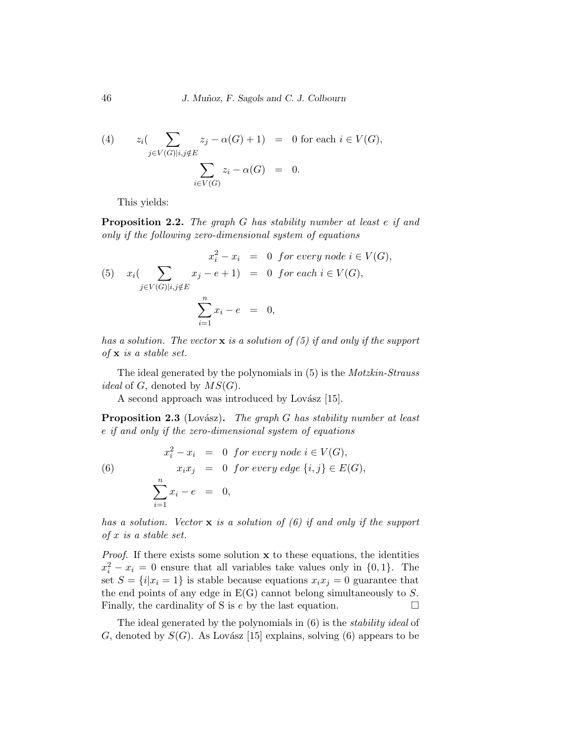$$
\begin{aligned}
(4) \qquad z_i\Big(\sum_{j\in V(G)|i,j\notin E} z_j - \alpha(G) + 1\Big) &= 0 \text{ for each } i \in V(G),\\
\sum_{i\in V(G)} z_i - \alpha(G) &= 0.
\end{aligned}
$$

This yields:

**Proposition 2.2.** *The graph $G$ has stability number at least $e$ if and only if the following zero-dimensional system of equations*

$$
(5) \qquad
\begin{aligned}
x_i^2 - x_i &= 0 \;\; \textit{for every node } i \in V(G),\\
x_i\Big(\sum_{j\in V(G)|i,j\notin E} x_j - e + 1\Big) &= 0 \;\; \textit{for each } i \in V(G),\\
\sum_{i=1}^{n} x_i - e &= 0,
\end{aligned}
$$

*has a solution. The vector $\mathbf{x}$ is a solution of (5) if and only if the support of $\mathbf{x}$ is a stable set.*

The ideal generated by the polynomials in (5) is the *Motzkin-Strauss ideal* of $G$, denoted by $MS(G)$.

A second approach was introduced by Lovász [15].

**Proposition 2.3** (Lovász)**.** *The graph $G$ has stability number at least $e$ if and only if the zero-dimensional system of equations*

$$
(6) \qquad
\begin{aligned}
x_i^2 - x_i &= 0 \;\; \textit{for every node } i \in V(G),\\
x_i x_j &= 0 \;\; \textit{for every edge } \{i,j\} \in E(G),\\
\sum_{i=1}^{n} x_i - e &= 0,
\end{aligned}
$$

*has a solution. Vector $\mathbf{x}$ is a solution of (6) if and only if the support of $x$ is a stable set.*

*Proof.* If there exists some solution $\mathbf{x}$ to these equations, the identities $x_i^2 - x_i = 0$ ensure that all variables take values only in $\{0,1\}$. The set $S = \{i|x_i = 1\}$ is stable because equations $x_i x_j = 0$ guarantee that the end points of any edge in E(G) cannot belong simultaneously to $S$. Finally, the cardinality of S is $e$ by the last equation. $\square$

The ideal generated by the polynomials in (6) is the *stability ideal* of $G$, denoted by $S(G)$. As Lovász [15] explains, solving (6) appears to be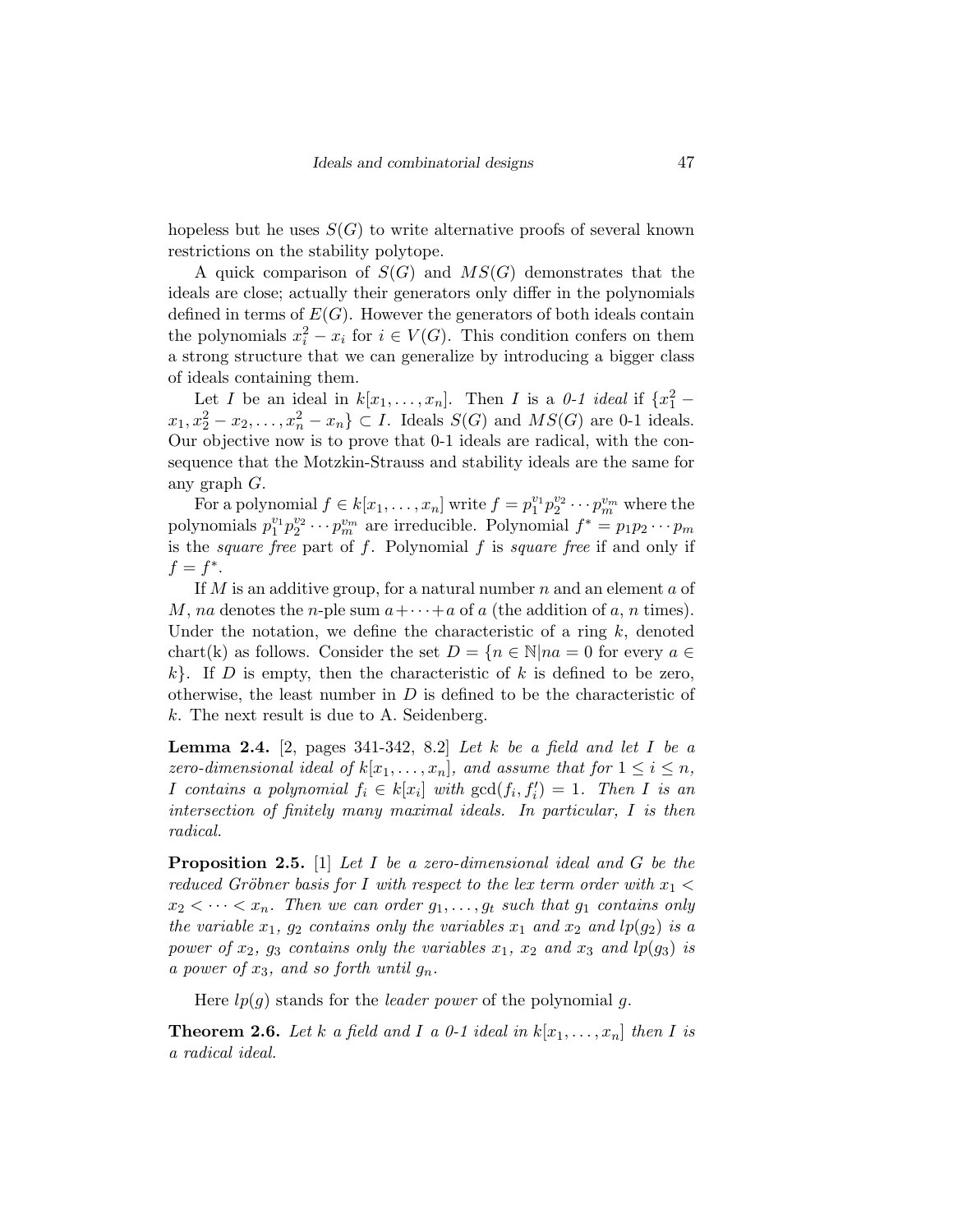hopeless but he uses $S(G)$ to write alternative proofs of several known restrictions on the stability polytope.

A quick comparison of $S(G)$ and $MS(G)$ demonstrates that the ideals are close; actually their generators only differ in the polynomials defined in terms of $E(G)$. However the generators of both ideals contain the polynomials $x_i^2 - x_i$ for $i \in V(G)$. This condition confers on them a strong structure that we can generalize by introducing a bigger class of ideals containing them.

Let $I$ be an ideal in $k[x_1, \dots, x_n]$. Then $I$ is a *0-1 ideal* if $\{x_1^2 - x_1, x_2^2 - x_2, \dots, x_n^2 - x_n\} \subset I$. Ideals $S(G)$ and $MS(G)$ are 0-1 ideals. Our objective now is to prove that 0-1 ideals are radical, with the consequence that the Motzkin-Strauss and stability ideals are the same for any graph $G$.

For a polynomial $f \in k[x_1, \dots, x_n]$ write $f = p_1^{v_1} p_2^{v_2} \cdots p_m^{v_m}$ where the polynomials $p_1^{v_1} p_2^{v_2} \cdots p_m^{v_m}$ are irreducible. Polynomial $f^* = p_1 p_2 \cdots p_m$ is the *square free* part of $f$. Polynomial $f$ is *square free* if and only if $f = f^*$.

If $M$ is an additive group, for a natural number $n$ and an element $a$ of $M$, $na$ denotes the $n$-ple sum $a + \cdots + a$ of $a$ (the addition of $a$, $n$ times). Under the notation, we define the characteristic of a ring $k$, denoted chart(k) as follows. Consider the set $D = \{n \in \mathbb{N} | na = 0 \text{ for every } a \in k\}$. If $D$ is empty, then the characteristic of $k$ is defined to be zero, otherwise, the least number in $D$ is defined to be the characteristic of $k$. The next result is due to A. Seidenberg.

**Lemma 2.4.** [2, pages 341-342, 8.2] *Let $k$ be a field and let $I$ be a zero-dimensional ideal of $k[x_1, \dots, x_n]$, and assume that for $1 \leq i \leq n$, $I$ contains a polynomial $f_i \in k[x_i]$ with $\gcd(f_i, f_i') = 1$. Then $I$ is an intersection of finitely many maximal ideals. In particular, $I$ is then radical.*

**Proposition 2.5.** [1] *Let $I$ be a zero-dimensional ideal and $G$ be the reduced Gröbner basis for $I$ with respect to the lex term order with $x_1 < x_2 < \cdots < x_n$. Then we can order $g_1, \dots, g_t$ such that $g_1$ contains only the variable $x_1$, $g_2$ contains only the variables $x_1$ and $x_2$ and $lp(g_2)$ is a power of $x_2$, $g_3$ contains only the variables $x_1$, $x_2$ and $x_3$ and $lp(g_3)$ is a power of $x_3$, and so forth until $g_n$.*

Here $lp(g)$ stands for the *leader power* of the polynomial $g$.

**Theorem 2.6.** *Let $k$ a field and $I$ a 0-1 ideal in $k[x_1, \dots, x_n]$ then $I$ is a radical ideal.*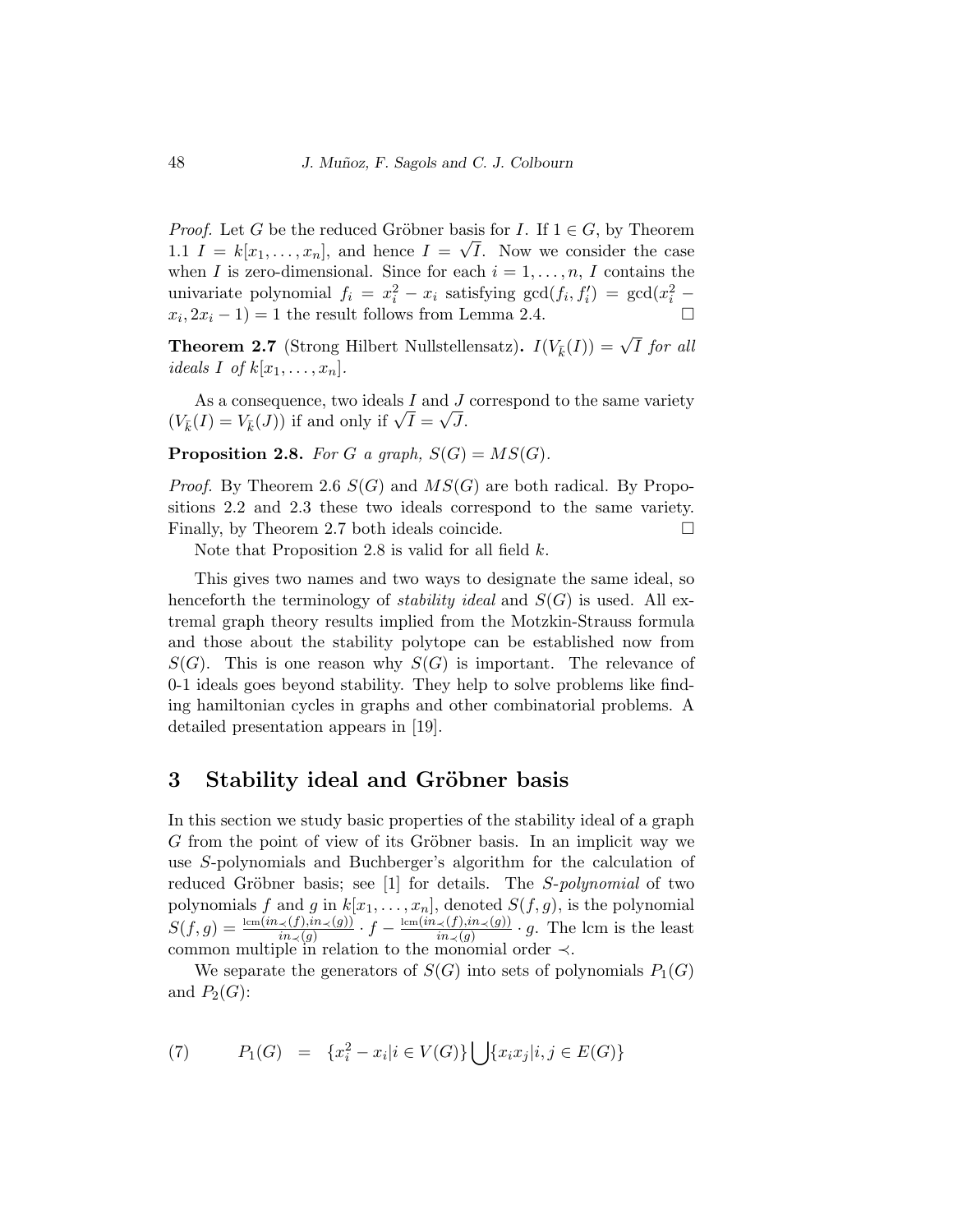*Proof.* Let $G$ be the reduced Gröbner basis for $I$. If $1 \in G$, by Theorem 1.1 $I = k[x_1, \ldots, x_n]$, and hence $I = \sqrt{I}$. Now we consider the case when $I$ is zero-dimensional. Since for each $i = 1, \ldots, n$, $I$ contains the univariate polynomial $f_i = x_i^2 - x_i$ satisfying $\gcd(f_i, f_i') = \gcd(x_i^2 - x_i, 2x_i - 1) = 1$ the result follows from Lemma 2.4. □

**Theorem 2.7** (Strong Hilbert Nullstellensatz)**.** *$I(V_{\bar{k}}(I)) = \sqrt{I}$ for all ideals $I$ of $k[x_1, \ldots, x_n]$.*

As a consequence, two ideals $I$ and $J$ correspond to the same variety ($V_{\bar{k}}(I) = V_{\bar{k}}(J)$) if and only if $\sqrt{I} = \sqrt{J}$.

**Proposition 2.8.** *For $G$ a graph, $S(G) = MS(G)$.*

*Proof.* By Theorem 2.6 $S(G)$ and $MS(G)$ are both radical. By Propositions 2.2 and 2.3 these two ideals correspond to the same variety. Finally, by Theorem 2.7 both ideals coincide. □

Note that Proposition 2.8 is valid for all field $k$.

This gives two names and two ways to designate the same ideal, so henceforth the terminology of *stability ideal* and $S(G)$ is used. All extremal graph theory results implied from the Motzkin-Strauss formula and those about the stability polytope can be established now from $S(G)$. This is one reason why $S(G)$ is important. The relevance of 0-1 ideals goes beyond stability. They help to solve problems like finding hamiltonian cycles in graphs and other combinatorial problems. A detailed presentation appears in [19].

## 3 Stability ideal and Gröbner basis

In this section we study basic properties of the stability ideal of a graph $G$ from the point of view of its Gröbner basis. In an implicit way we use $S$-polynomials and Buchberger's algorithm for the calculation of reduced Gröbner basis; see [1] for details. The *S-polynomial* of two polynomials $f$ and $g$ in $k[x_1, \ldots, x_n]$, denoted $S(f, g)$, is the polynomial $S(f,g) = \frac{\mathrm{lcm}(in_\prec(f), in_\prec(g))}{in_\prec(g)} \cdot f - \frac{\mathrm{lcm}(in_\prec(f), in_\prec(g))}{in_\prec(g)} \cdot g$. The lcm is the least common multiple in relation to the monomial order $\prec$.

We separate the generators of $S(G)$ into sets of polynomials $P_1(G)$ and $P_2(G)$:

$$P_1(G) \quad = \quad \{x_i^2 - x_i | i \in V(G)\} \bigcup \{x_i x_j | i, j \in E(G)\} \tag{7}$$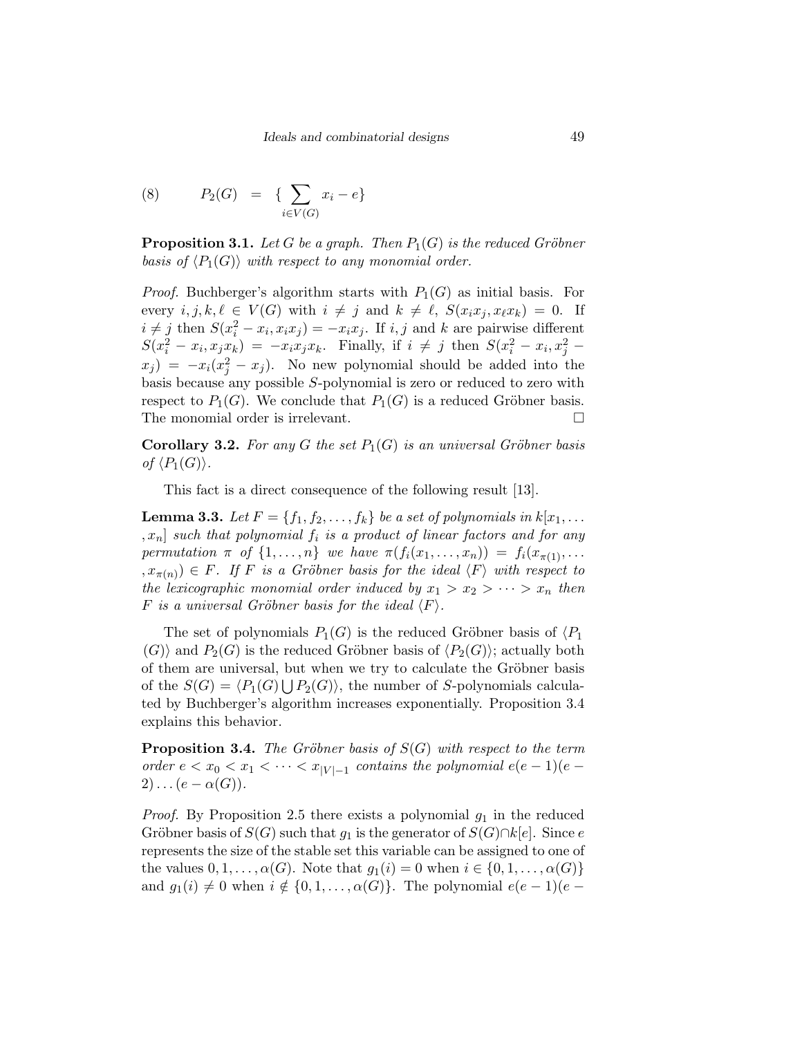$$(8) \qquad P_2(G) \;=\; \{\sum_{i\in V(G)} x_i - e\}$$

**Proposition 3.1.** *Let $G$ be a graph. Then $P_1(G)$ is the reduced Gröbner basis of $\langle P_1(G)\rangle$ with respect to any monomial order.*

*Proof.* Buchberger's algorithm starts with $P_1(G)$ as initial basis. For every $i, j, k, \ell \in V(G)$ with $i \neq j$ and $k \neq \ell$, $S(x_i x_j, x_\ell x_k) = 0$. If $i \neq j$ then $S(x_i^2 - x_i, x_i x_j) = -x_i x_j$. If $i, j$ and $k$ are pairwise different $S(x_i^2 - x_i, x_j x_k) = -x_i x_j x_k$. Finally, if $i \neq j$ then $S(x_i^2 - x_i, x_j^2 - x_j) = -x_i(x_j^2 - x_j)$. No new polynomial should be added into the basis because any possible $S$-polynomial is zero or reduced to zero with respect to $P_1(G)$. We conclude that $P_1(G)$ is a reduced Gröbner basis. The monomial order is irrelevant. □

**Corollary 3.2.** *For any $G$ the set $P_1(G)$ is an universal Gröbner basis of $\langle P_1(G)\rangle$.*

This fact is a direct consequence of the following result [13].

**Lemma 3.3.** *Let $F = \{f_1, f_2, \ldots, f_k\}$ be a set of polynomials in $k[x_1, \ldots, x_n]$ such that polynomial $f_i$ is a product of linear factors and for any permutation $\pi$ of $\{1, \ldots, n\}$ we have $\pi(f_i(x_1, \ldots, x_n)) = f_i(x_{\pi(1)}, \ldots, x_{\pi(n)}) \in F$. If $F$ is a Gröbner basis for the ideal $\langle F\rangle$ with respect to the lexicographic monomial order induced by $x_1 > x_2 > \cdots > x_n$ then $F$ is a universal Gröbner basis for the ideal $\langle F\rangle$.*

The set of polynomials $P_1(G)$ is the reduced Gröbner basis of $\langle P_1(G)\rangle$ and $P_2(G)$ is the reduced Gröbner basis of $\langle P_2(G)\rangle$; actually both of them are universal, but when we try to calculate the Gröbner basis of the $S(G) = \langle P_1(G) \bigcup P_2(G)\rangle$, the number of $S$-polynomials calculated by Buchberger's algorithm increases exponentially. Proposition 3.4 explains this behavior.

**Proposition 3.4.** *The Gröbner basis of $S(G)$ with respect to the term order $e < x_0 < x_1 < \cdots < x_{|V|-1}$ contains the polynomial $e(e-1)(e-2)\ldots(e-\alpha(G))$.*

*Proof.* By Proposition 2.5 there exists a polynomial $g_1$ in the reduced Gröbner basis of $S(G)$ such that $g_1$ is the generator of $S(G) \cap k[e]$. Since $e$ represents the size of the stable set this variable can be assigned to one of the values $0, 1, \ldots, \alpha(G)$. Note that $g_1(i) = 0$ when $i \in \{0, 1, \ldots, \alpha(G)\}$ and $g_1(i) \neq 0$ when $i \notin \{0, 1, \ldots, \alpha(G)\}$. The polynomial $e(e-1)(e-$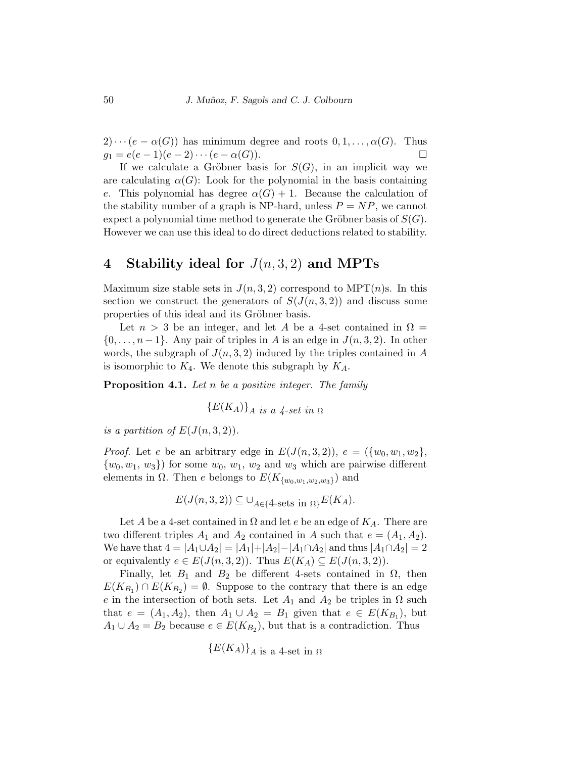$2) \cdots (e - \alpha(G))$ has minimum degree and roots $0, 1, \ldots, \alpha(G)$. Thus $g_1 = e(e-1)(e-2)\cdots(e-\alpha(G))$. □

If we calculate a Gröbner basis for $S(G)$, in an implicit way we are calculating $\alpha(G)$: Look for the polynomial in the basis containing $e$. This polynomial has degree $\alpha(G)+1$. Because the calculation of the stability number of a graph is NP-hard, unless $P = NP$, we cannot expect a polynomial time method to generate the Gröbner basis of $S(G)$. However we can use this ideal to do direct deductions related to stability.

## 4 Stability ideal for $J(n, 3, 2)$ and MPTs

Maximum size stable sets in $J(n, 3, 2)$ correspond to MPT$(n)$s. In this section we construct the generators of $S(J(n, 3, 2))$ and discuss some properties of this ideal and its Gröbner basis.

Let $n > 3$ be an integer, and let $A$ be a 4-set contained in $\Omega = \{0, \ldots, n-1\}$. Any pair of triples in $A$ is an edge in $J(n, 3, 2)$. In other words, the subgraph of $J(n, 3, 2)$ induced by the triples contained in $A$ is isomorphic to $K_4$. We denote this subgraph by $K_A$.

**Proposition 4.1.** *Let $n$ be a positive integer. The family*

$$\{E(K_A)\}_{A \text{ is a 4-set in } \Omega}$$

*is a partition of $E(J(n, 3, 2))$.*

*Proof.* Let $e$ be an arbitrary edge in $E(J(n, 3, 2))$, $e = (\{w_0, w_1, w_2\}, \{w_0, w_1, w_3\})$ for some $w_0$, $w_1$, $w_2$ and $w_3$ which are pairwise different elements in $\Omega$. Then $e$ belongs to $E(K_{\{w_0,w_1,w_2,w_3\}})$ and

$$E(J(n, 3, 2)) \subseteq \cup_{A \in \{\text{4-sets in } \Omega\}} E(K_A).$$

Let $A$ be a 4-set contained in $\Omega$ and let $e$ be an edge of $K_A$. There are two different triples $A_1$ and $A_2$ contained in $A$ such that $e = (A_1, A_2)$. We have that $4 = |A_1 \cup A_2| = |A_1| + |A_2| - |A_1 \cap A_2|$ and thus $|A_1 \cap A_2| = 2$ or equivalently $e \in E(J(n, 3, 2))$. Thus $E(K_A) \subseteq E(J(n, 3, 2))$.

Finally, let $B_1$ and $B_2$ be different 4-sets contained in $\Omega$, then $E(K_{B_1}) \cap E(K_{B_2}) = \emptyset$. Suppose to the contrary that there is an edge $e$ in the intersection of both sets. Let $A_1$ and $A_2$ be triples in $\Omega$ such that $e = (A_1, A_2)$, then $A_1 \cup A_2 = B_1$ given that $e \in E(K_{B_1})$, but $A_1 \cup A_2 = B_2$ because $e \in E(K_{B_2})$, but that is a contradiction. Thus

$$\{E(K_A)\}_{A \text{ is a 4-set in } \Omega}$$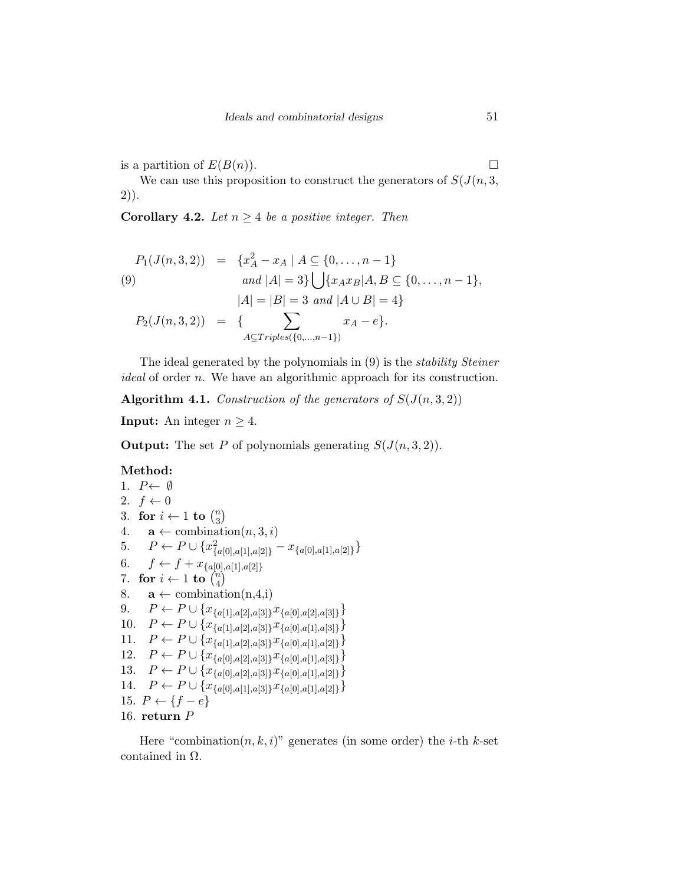is a partition of $E(B(n))$. $\square$

We can use this proposition to construct the generators of $S(J(n, 3, 2))$.

**Corollary 4.2.** *Let $n \geq 4$ be a positive integer. Then*

$$
\begin{aligned}
P_1(J(n,3,2)) &= \{x_A^2 - x_A \mid A \subseteq \{0,\ldots,n-1\} \\
&\qquad \textit{and } |A| = 3\} \bigcup \{x_A x_B | A, B \subseteq \{0,\ldots,n-1\}, \\
&\qquad |A| = |B| = 3 \textit{ and } |A \cup B| = 4\} \qquad (9)\\
P_2(J(n,3,2)) &= \{ \sum_{A \subseteq Triples(\{0,\ldots,n-1\})} x_A - e \}.
\end{aligned}
$$

The ideal generated by the polynomials in (9) is the *stability Steiner ideal* of order $n$. We have an algorithmic approach for its construction.

**Algorithm 4.1.** *Construction of the generators of $S(J(n,3,2))$*

**Input:** An integer $n \geq 4$.

**Output:** The set $P$ of polynomials generating $S(J(n,3,2))$.

**Method:**

1. $P \leftarrow \emptyset$
2. $f \leftarrow 0$
3. **for** $i \leftarrow 1$ **to** $\binom{n}{3}$
4. $\quad$ $\mathbf{a} \leftarrow$ combination$(n, 3, i)$
5. $\quad$ $P \leftarrow P \cup \{x^2_{\{a[0],a[1],a[2]\}} - x_{\{a[0],a[1],a[2]\}}\}$
6. $\quad$ $f \leftarrow f + x_{\{a[0],a[1],a[2]\}}$
7. **for** $i \leftarrow 1$ **to** $\binom{n}{4}$
8. $\quad$ $\mathbf{a} \leftarrow$ combination(n,4,i)
9. $\quad$ $P \leftarrow P \cup \{x_{\{a[1],a[2],a[3]\}} x_{\{a[0],a[2],a[3]\}}\}$
10. $\quad$ $P \leftarrow P \cup \{x_{\{a[1],a[2],a[3]\}} x_{\{a[0],a[1],a[3]\}}\}$
11. $\quad$ $P \leftarrow P \cup \{x_{\{a[1],a[2],a[3]\}} x_{\{a[0],a[1],a[2]\}}\}$
12. $\quad$ $P \leftarrow P \cup \{x_{\{a[0],a[2],a[3]\}} x_{\{a[0],a[1],a[3]\}}\}$
13. $\quad$ $P \leftarrow P \cup \{x_{\{a[0],a[2],a[3]\}} x_{\{a[0],a[1],a[2]\}}\}$
14. $\quad$ $P \leftarrow P \cup \{x_{\{a[0],a[1],a[3]\}} x_{\{a[0],a[1],a[2]\}}\}$
15. $P \leftarrow \{f - e\}$
16. **return** $P$

Here "combination$(n, k, i)$" generates (in some order) the $i$-th $k$-set contained in $\Omega$.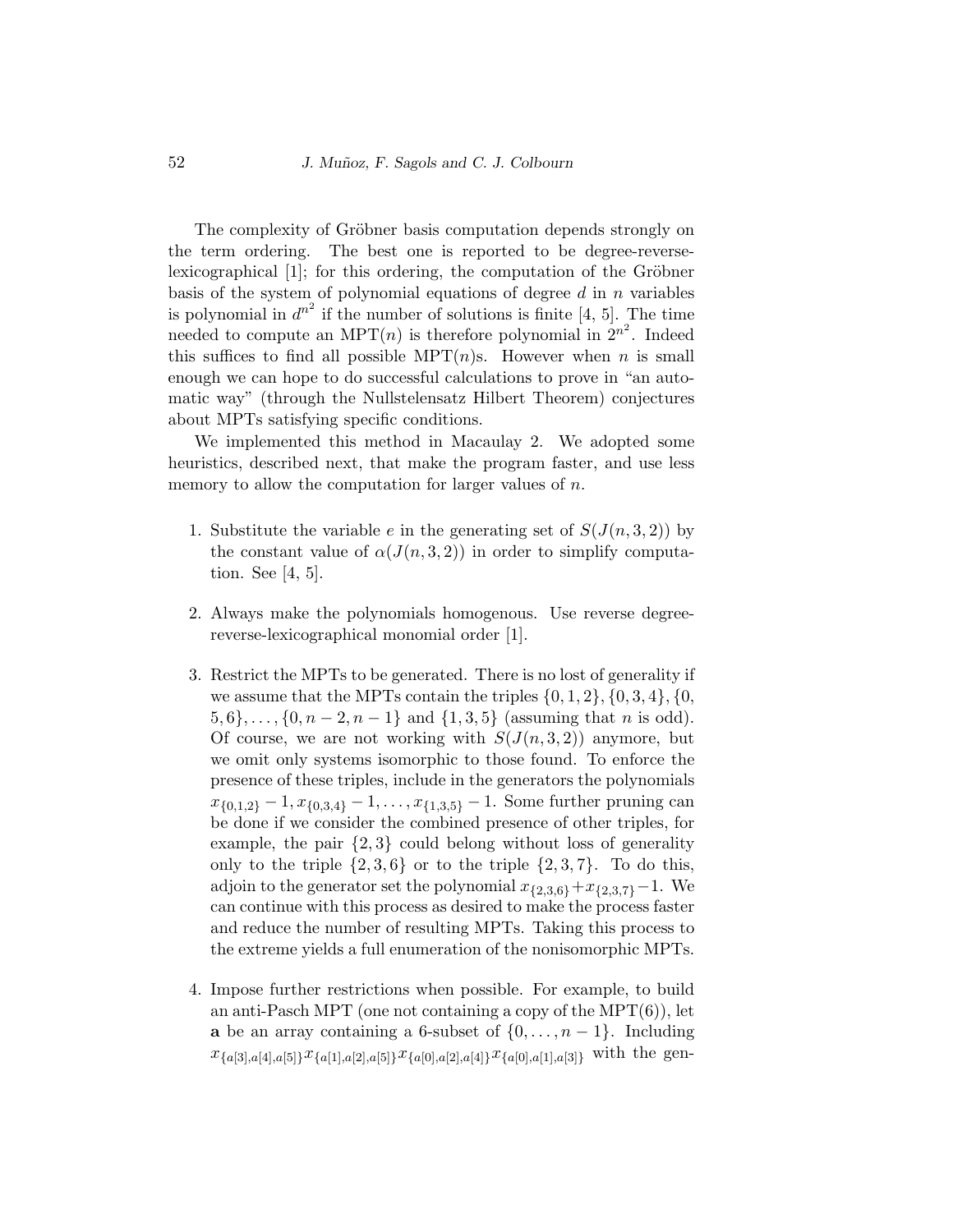The complexity of Gröbner basis computation depends strongly on the term ordering. The best one is reported to be degree-reverse-lexicographical [1]; for this ordering, the computation of the Gröbner basis of the system of polynomial equations of degree $d$ in $n$ variables is polynomial in $d^{n^2}$ if the number of solutions is finite [4, 5]. The time needed to compute an MPT$(n)$ is therefore polynomial in $2^{n^2}$. Indeed this suffices to find all possible MPT$(n)$s. However when $n$ is small enough we can hope to do successful calculations to prove in "an automatic way" (through the Nullstelensatz Hilbert Theorem) conjectures about MPTs satisfying specific conditions.

We implemented this method in Macaulay 2. We adopted some heuristics, described next, that make the program faster, and use less memory to allow the computation for larger values of $n$.

1. Substitute the variable $e$ in the generating set of $S(J(n, 3, 2))$ by the constant value of $\alpha(J(n, 3, 2))$ in order to simplify computation. See [4, 5].

2. Always make the polynomials homogenous. Use reverse degree-reverse-lexicographical monomial order [1].

3. Restrict the MPTs to be generated. There is no lost of generality if we assume that the MPTs contain the triples $\{0, 1, 2\}$, $\{0, 3, 4\}$, $\{0, 5, 6\}, \ldots, \{0, n-2, n-1\}$ and $\{1, 3, 5\}$ (assuming that $n$ is odd). Of course, we are not working with $S(J(n, 3, 2))$ anymore, but we omit only systems isomorphic to those found. To enforce the presence of these triples, include in the generators the polynomials $x_{\{0,1,2\}} - 1, x_{\{0,3,4\}} - 1, \ldots, x_{\{1,3,5\}} - 1$. Some further pruning can be done if we consider the combined presence of other triples, for example, the pair $\{2, 3\}$ could belong without loss of generality only to the triple $\{2, 3, 6\}$ or to the triple $\{2, 3, 7\}$. To do this, adjoin to the generator set the polynomial $x_{\{2,3,6\}} + x_{\{2,3,7\}} - 1$. We can continue with this process as desired to make the process faster and reduce the number of resulting MPTs. Taking this process to the extreme yields a full enumeration of the nonisomorphic MPTs.

4. Impose further restrictions when possible. For example, to build an anti-Pasch MPT (one not containing a copy of the MPT(6)), let $\mathbf{a}$ be an array containing a 6-subset of $\{0, \ldots, n-1\}$. Including $x_{\{a[3],a[4],a[5]\}} x_{\{a[1],a[2],a[5]\}} x_{\{a[0],a[2],a[4]\}} x_{\{a[0],a[1],a[3]\}}$ with the gen-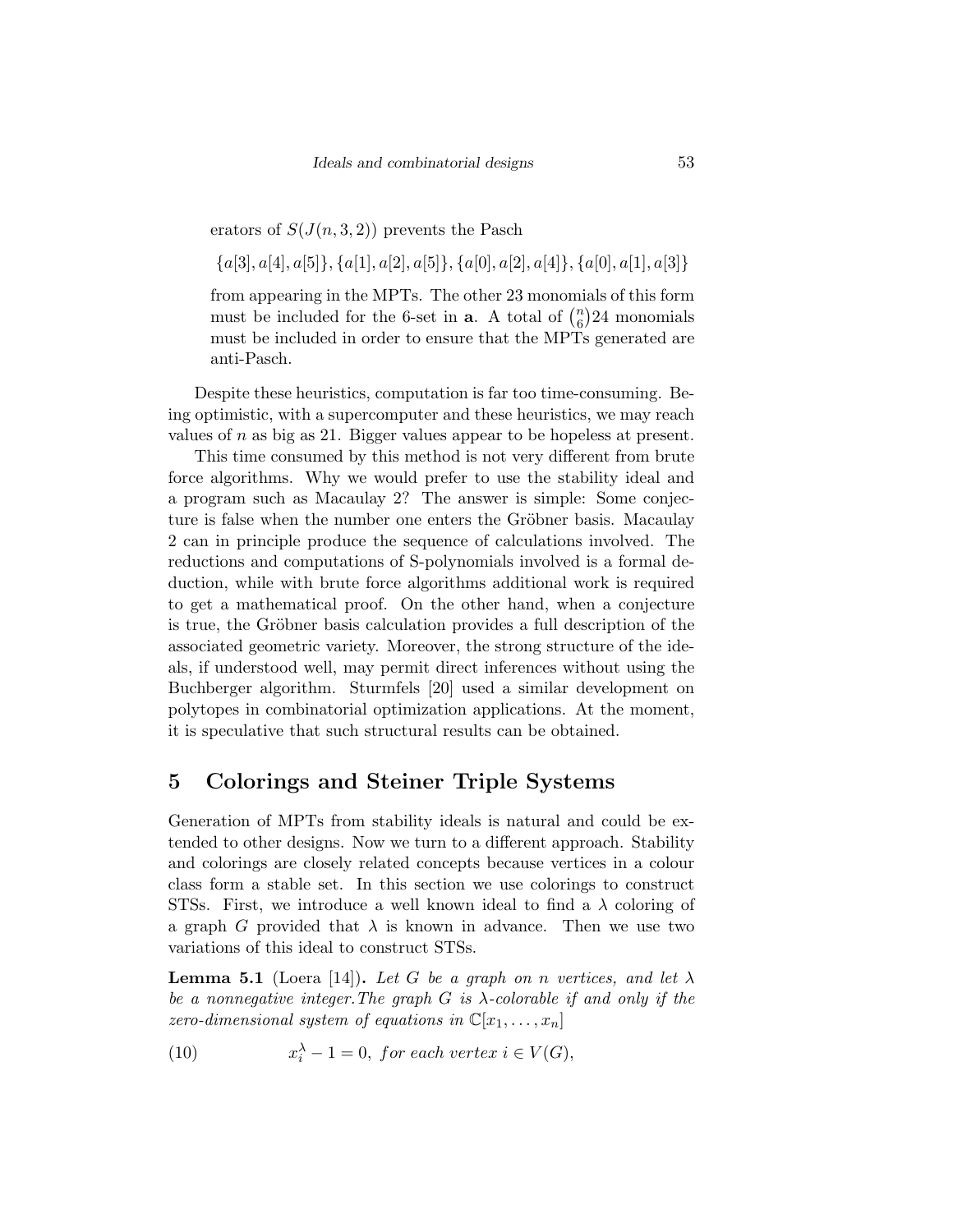erators of $S(J(n,3,2))$ prevents the Pasch

$$\{a[3],a[4],a[5]\},\{a[1],a[2],a[5]\},\{a[0],a[2],a[4]\},\{a[0],a[1],a[3]\}$$

from appearing in the MPTs. The other 23 monomials of this form must be included for the 6-set in **a**. A total of $\binom{n}{6}24$ monomials must be included in order to ensure that the MPTs generated are anti-Pasch.

Despite these heuristics, computation is far too time-consuming. Being optimistic, with a supercomputer and these heuristics, we may reach values of $n$ as big as 21. Bigger values appear to be hopeless at present.

This time consumed by this method is not very different from brute force algorithms. Why we would prefer to use the stability ideal and a program such as Macaulay 2? The answer is simple: Some conjecture is false when the number one enters the Gröbner basis. Macaulay 2 can in principle produce the sequence of calculations involved. The reductions and computations of S-polynomials involved is a formal deduction, while with brute force algorithms additional work is required to get a mathematical proof. On the other hand, when a conjecture is true, the Gröbner basis calculation provides a full description of the associated geometric variety. Moreover, the strong structure of the ideals, if understood well, may permit direct inferences without using the Buchberger algorithm. Sturmfels [20] used a similar development on polytopes in combinatorial optimization applications. At the moment, it is speculative that such structural results can be obtained.

## 5 Colorings and Steiner Triple Systems

Generation of MPTs from stability ideals is natural and could be extended to other designs. Now we turn to a different approach. Stability and colorings are closely related concepts because vertices in a colour class form a stable set. In this section we use colorings to construct STSs. First, we introduce a well known ideal to find a $\lambda$ coloring of a graph $G$ provided that $\lambda$ is known in advance. Then we use two variations of this ideal to construct STSs.

**Lemma 5.1** (Loera [14])**.** *Let $G$ be a graph on $n$ vertices, and let $\lambda$ be a nonnegative integer. The graph $G$ is $\lambda$-colorable if and only if the zero-dimensional system of equations in $\mathbb{C}[x_1,\ldots,x_n]$*

$$x_i^{\lambda}-1=0,\ \textit{for each vertex } i\in V(G), \tag{10}$$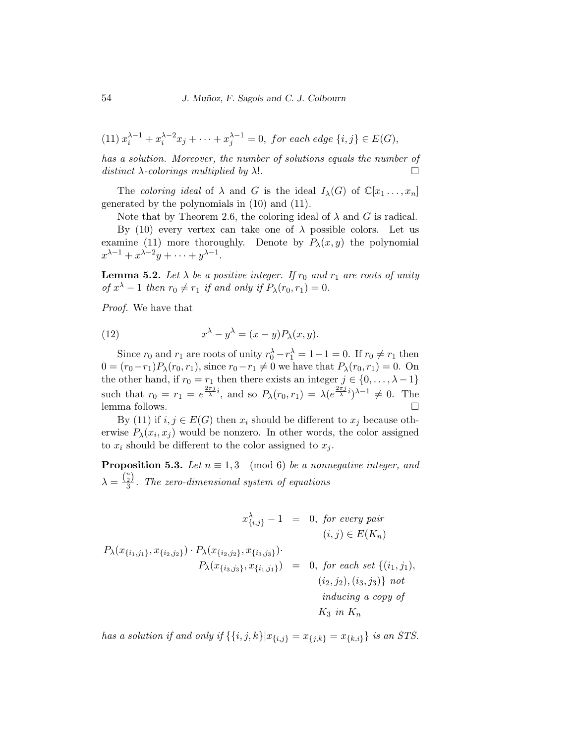(11) $x_i^{\lambda-1} + x_i^{\lambda-2}x_j + \cdots + x_j^{\lambda-1} = 0,$ *for each edge* $\{i,j\} \in E(G)$,

*has a solution. Moreover, the number of solutions equals the number of distinct* $\lambda$*-colorings multiplied by* $\lambda!$. □

The *coloring ideal* of $\lambda$ and $G$ is the ideal $I_\lambda(G)$ of $\mathbb{C}[x_1 \ldots, x_n]$ generated by the polynomials in (10) and (11).

Note that by Theorem 2.6, the coloring ideal of $\lambda$ and $G$ is radical.

By (10) every vertex can take one of $\lambda$ possible colors. Let us examine (11) more thoroughly. Denote by $P_\lambda(x,y)$ the polynomial $x^{\lambda-1} + x^{\lambda-2}y + \cdots + y^{\lambda-1}$.

**Lemma 5.2.** *Let* $\lambda$ *be a positive integer. If* $r_0$ *and* $r_1$ *are roots of unity of* $x^\lambda - 1$ *then* $r_0 \neq r_1$ *if and only if* $P_\lambda(r_0, r_1) = 0$.

*Proof.* We have that

$$x^\lambda - y^\lambda = (x-y)P_\lambda(x,y). \tag{12}$$

Since $r_0$ and $r_1$ are roots of unity $r_0^\lambda - r_1^\lambda = 1 - 1 = 0$. If $r_0 \neq r_1$ then $0 = (r_0 - r_1)P_\lambda(r_0, r_1)$, since $r_0 - r_1 \neq 0$ we have that $P_\lambda(r_0, r_1) = 0$. On the other hand, if $r_0 = r_1$ then there exists an integer $j \in \{0, \ldots, \lambda - 1\}$ such that $r_0 = r_1 = e^{\frac{2\pi j}{\lambda}i}$, and so $P_\lambda(r_0, r_1) = \lambda(e^{\frac{2\pi j}{\lambda}i})^{\lambda-1} \neq 0$. The lemma follows. □

By (11) if $i, j \in E(G)$ then $x_i$ should be different to $x_j$ because otherwise $P_\lambda(x_i, x_j)$ would be nonzero. In other words, the color assigned to $x_i$ should be different to the color assigned to $x_j$.

**Proposition 5.3.** *Let* $n \equiv 1, 3 \pmod 6$ *be a nonnegative integer, and* $\lambda = \frac{\binom{n}{2}}{3}$. *The zero-dimensional system of equations*

$$\begin{aligned}
x_{\{i,j\}}^\lambda - 1 &= 0, \text{ for every pair } (i,j) \in E(K_n) \\
P_\lambda(x_{\{i_1,j_1\}}, x_{\{i_2,j_2\}}) \cdot P_\lambda(x_{\{i_2,j_2\}}, x_{\{i_3,j_3\}}) \cdot \\
P_\lambda(x_{\{i_3,j_3\}}, x_{\{i_1,j_1\}}) &= 0, \text{ for each set } \{(i_1,j_1), (i_2,j_2), (i_3,j_3)\} \text{ not inducing a copy of } K_3 \text{ in } K_n
\end{aligned}$$

*has a solution if and only if* $\{\{i,j,k\} | x_{\{i,j\}} = x_{\{j,k\}} = x_{\{k,i\}}\}$ *is an STS.*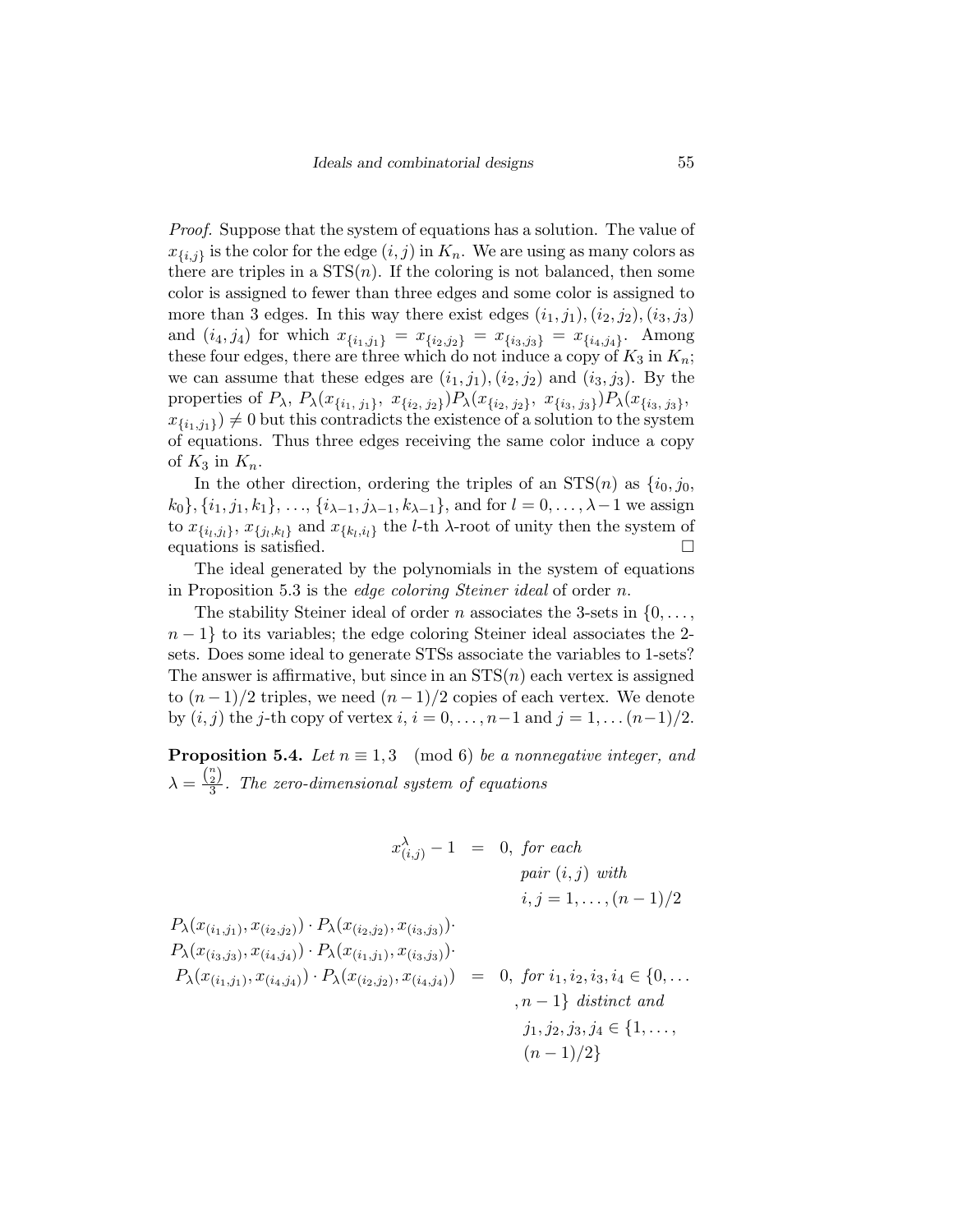*Proof.* Suppose that the system of equations has a solution. The value of $x_{\{i,j\}}$ is the color for the edge $(i,j)$ in $K_n$. We are using as many colors as there are triples in a $\mathrm{STS}(n)$. If the coloring is not balanced, then some color is assigned to fewer than three edges and some color is assigned to more than 3 edges. In this way there exist edges $(i_1,j_1),(i_2,j_2),(i_3,j_3)$ and $(i_4,j_4)$ for which $x_{\{i_1,j_1\}} = x_{\{i_2,j_2\}} = x_{\{i_3,j_3\}} = x_{\{i_4,j_4\}}$. Among these four edges, there are three which do not induce a copy of $K_3$ in $K_n$; we can assume that these edges are $(i_1,j_1),(i_2,j_2)$ and $(i_3,j_3)$. By the properties of $P_\lambda$, $P_\lambda(x_{\{i_1,\,j_1\}},\ x_{\{i_2,\,j_2\}})P_\lambda(x_{\{i_2,\,j_2\}},\ x_{\{i_3,\,j_3\}})P_\lambda(x_{\{i_3,\,j_3\}},$ $x_{\{i_1,j_1\}}) \neq 0$ but this contradicts the existence of a solution to the system of equations. Thus three edges receiving the same color induce a copy of $K_3$ in $K_n$.

In the other direction, ordering the triples of an $\mathrm{STS}(n)$ as $\{i_0, j_0, k_0\}, \{i_1, j_1, k_1\}, \ldots, \{i_{\lambda-1}, j_{\lambda-1}, k_{\lambda-1}\}$, and for $l = 0, \ldots, \lambda-1$ we assign to $x_{\{i_l,j_l\}}$, $x_{\{j_l,k_l\}}$ and $x_{\{k_l,i_l\}}$ the $l$-th $\lambda$-root of unity then the system of equations is satisfied. $\square$

The ideal generated by the polynomials in the system of equations in Proposition 5.3 is the *edge coloring Steiner ideal* of order $n$.

The stability Steiner ideal of order $n$ associates the 3-sets in $\{0, \ldots, n-1\}$ to its variables; the edge coloring Steiner ideal associates the 2-sets. Does some ideal to generate STSs associate the variables to 1-sets? The answer is affirmative, but since in an $\mathrm{STS}(n)$ each vertex is assigned to $(n-1)/2$ triples, we need $(n-1)/2$ copies of each vertex. We denote by $(i,j)$ the $j$-th copy of vertex $i$, $i = 0, \ldots, n-1$ and $j = 1, \ldots (n-1)/2$.

**Proposition 5.4.** *Let $n \equiv 1, 3 \pmod 6$ be a nonnegative integer, and $\lambda = \frac{\binom{n}{2}}{3}$. The zero-dimensional system of equations*

$$
\begin{aligned}
x_{(i,j)}^{\lambda} - 1 &= 0, \text{ for each pair } (i,j) \text{ with } i,j = 1, \ldots, (n-1)/2 \\
P_\lambda(x_{(i_1,j_1)}, x_{(i_2,j_2)}) \cdot P_\lambda(x_{(i_2,j_2)}, x_{(i_3,j_3)}) \cdot & \\
P_\lambda(x_{(i_3,j_3)}, x_{(i_4,j_4)}) \cdot P_\lambda(x_{(i_1,j_1)}, x_{(i_3,j_3)}) \cdot & \\
P_\lambda(x_{(i_1,j_1)}, x_{(i_4,j_4)}) \cdot P_\lambda(x_{(i_2,j_2)}, x_{(i_4,j_4)}) &= 0, \text{ for } i_1, i_2, i_3, i_4 \in \{0, \ldots, n-1\} \text{ distinct and } j_1, j_2, j_3, j_4 \in \{1, \ldots, (n-1)/2\}
\end{aligned}
$$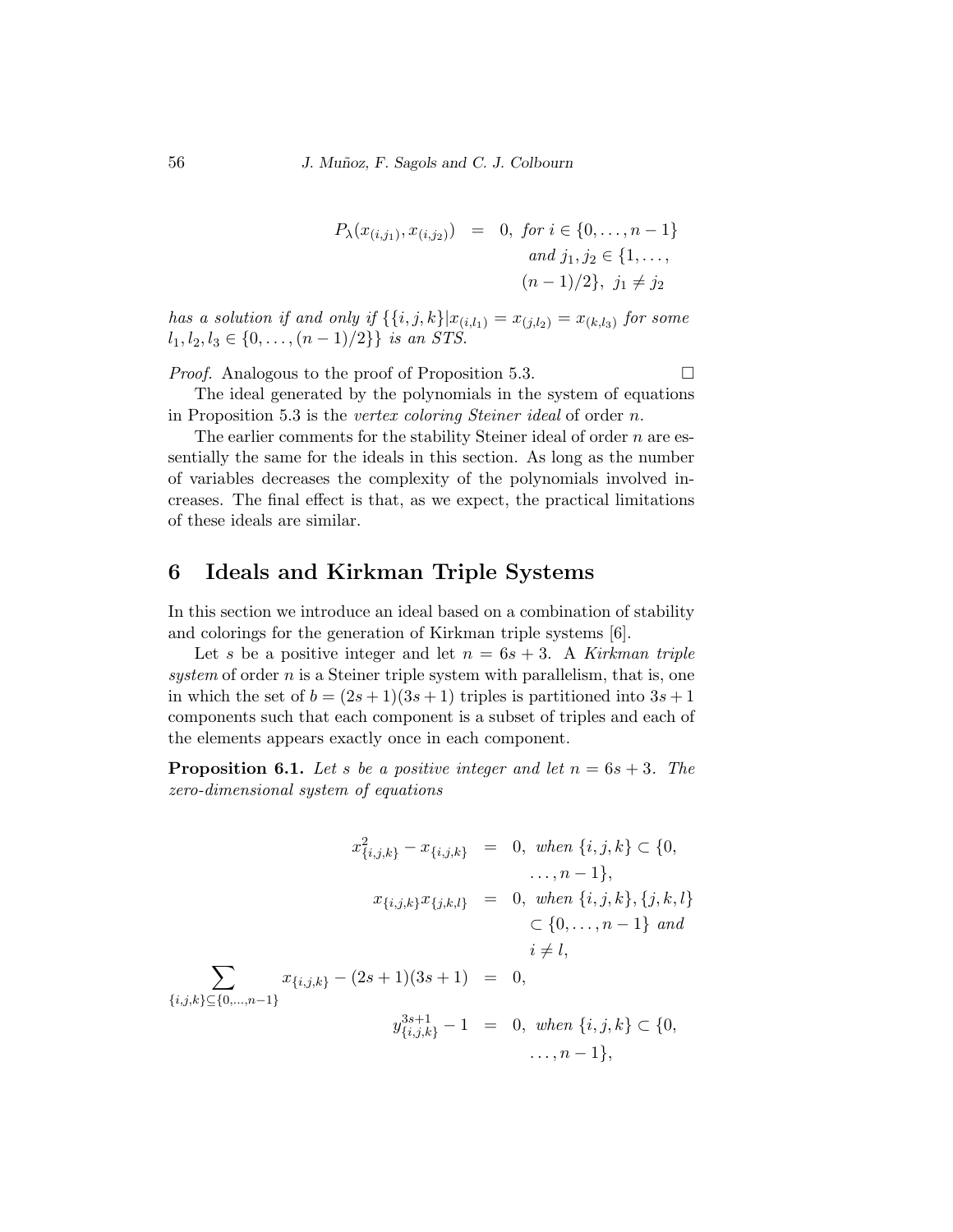$$
\begin{aligned}
P_\lambda(x_{(i,j_1)}, x_{(i,j_2)}) &= 0, \text{ for } i \in \{0,\dots,n-1\} \\
&\quad \text{and } j_1, j_2 \in \{1,\dots,(n-1)/2\},\ j_1 \neq j_2
\end{aligned}
$$

*has a solution if and only if* $\{\{i,j,k\} | x_{(i,l_1)} = x_{(j,l_2)} = x_{(k,l_3)}$ *for some* $l_1, l_2, l_3 \in \{0,\dots,(n-1)/2\}\}$ *is an STS.*

*Proof.* Analogous to the proof of Proposition 5.3. □

The ideal generated by the polynomials in the system of equations in Proposition 5.3 is the *vertex coloring Steiner ideal* of order $n$.

The earlier comments for the stability Steiner ideal of order $n$ are essentially the same for the ideals in this section. As long as the number of variables decreases the complexity of the polynomials involved increases. The final effect is that, as we expect, the practical limitations of these ideals are similar.

## 6 Ideals and Kirkman Triple Systems

In this section we introduce an ideal based on a combination of stability and colorings for the generation of Kirkman triple systems [6].

Let $s$ be a positive integer and let $n = 6s+3$. A *Kirkman triple system* of order $n$ is a Steiner triple system with parallelism, that is, one in which the set of $b = (2s+1)(3s+1)$ triples is partitioned into $3s+1$ components such that each component is a subset of triples and each of the elements appears exactly once in each component.

**Proposition 6.1.** *Let $s$ be a positive integer and let $n = 6s+3$. The zero-dimensional system of equations*

$$
\begin{aligned}
x_{\{i,j,k\}}^2 - x_{\{i,j,k\}} &= 0, \text{ when } \{i,j,k\} \subset \{0,\dots,n-1\}, \\
x_{\{i,j,k\}} x_{\{j,k,l\}} &= 0, \text{ when } \{i,j,k\}, \{j,k,l\} \subset \{0,\dots,n-1\} \text{ and } i \neq l, \\
\sum_{\{i,j,k\} \subseteq \{0,\dots,n-1\}} x_{\{i,j,k\}} - (2s+1)(3s+1) &= 0, \\
y_{\{i,j,k\}}^{3s+1} - 1 &= 0, \text{ when } \{i,j,k\} \subset \{0,\dots,n-1\},
\end{aligned}
$$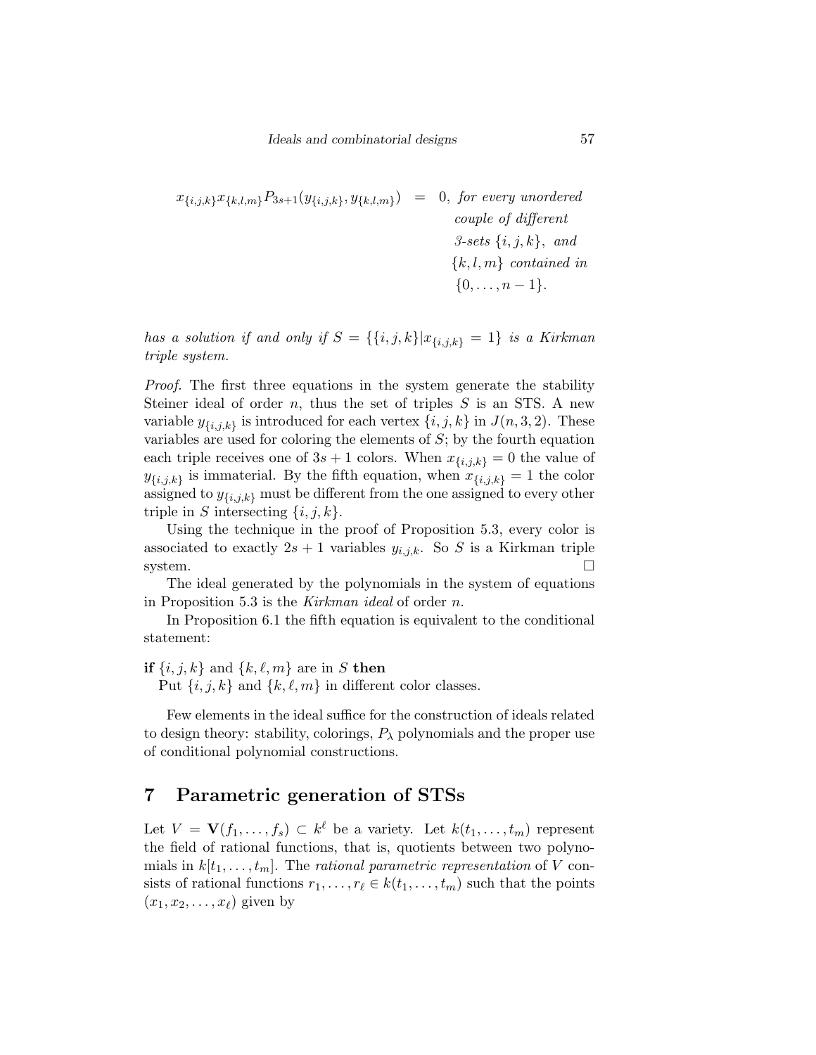$$x_{\{i,j,k\}}x_{\{k,l,m\}}P_{3s+1}(y_{\{i,j,k\}}, y_{\{k,l,m\}}) \quad = \quad 0, \text{ for every unordered couple of different 3-sets } \{i,j,k\}, \text{ and } \{k,l,m\} \text{ contained in } \{0,\ldots,n-1\}.$$

*has a solution if and only if* $S = \{\{i,j,k\} | x_{\{i,j,k\}} = 1\}$ *is a Kirkman triple system.*

*Proof.* The first three equations in the system generate the stability Steiner ideal of order $n$, thus the set of triples $S$ is an STS. A new variable $y_{\{i,j,k\}}$ is introduced for each vertex $\{i,j,k\}$ in $J(n,3,2)$. These variables are used for coloring the elements of $S$; by the fourth equation each triple receives one of $3s+1$ colors. When $x_{\{i,j,k\}} = 0$ the value of $y_{\{i,j,k\}}$ is immaterial. By the fifth equation, when $x_{\{i,j,k\}} = 1$ the color assigned to $y_{\{i,j,k\}}$ must be different from the one assigned to every other triple in $S$ intersecting $\{i,j,k\}$.

Using the technique in the proof of Proposition 5.3, every color is associated to exactly $2s+1$ variables $y_{i,j,k}$. So $S$ is a Kirkman triple system. □

The ideal generated by the polynomials in the system of equations in Proposition 5.3 is the *Kirkman ideal* of order $n$.

In Proposition 6.1 the fifth equation is equivalent to the conditional statement:

**if** $\{i,j,k\}$ and $\{k,\ell,m\}$ are in $S$ **then**
Put $\{i,j,k\}$ and $\{k,\ell,m\}$ in different color classes.

Few elements in the ideal suffice for the construction of ideals related to design theory: stability, colorings, $P_\lambda$ polynomials and the proper use of conditional polynomial constructions.

## 7 Parametric generation of STSs

Let $V = \mathbf{V}(f_1,\ldots,f_s) \subset k^\ell$ be a variety. Let $k(t_1,\ldots,t_m)$ represent the field of rational functions, that is, quotients between two polynomials in $k[t_1,\ldots,t_m]$. The *rational parametric representation* of $V$ consists of rational functions $r_1,\ldots,r_\ell \in k(t_1,\ldots,t_m)$ such that the points $(x_1,x_2,\ldots,x_\ell)$ given by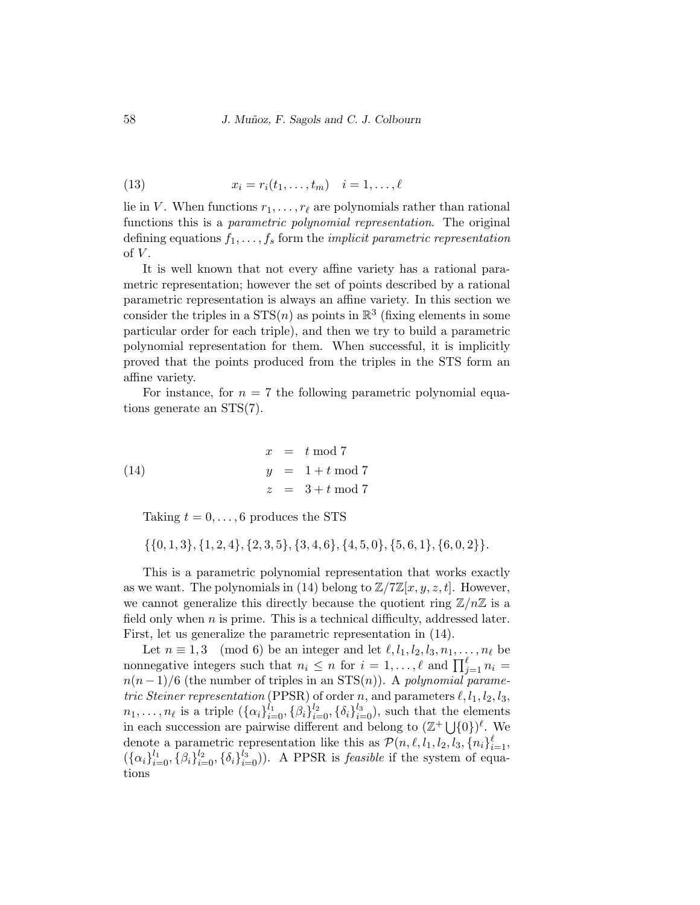$$x_i = r_i(t_1, \ldots, t_m) \quad i = 1, \ldots, \ell \tag{13}$$

lie in $V$. When functions $r_1, \ldots, r_\ell$ are polynomials rather than rational functions this is a *parametric polynomial representation*. The original defining equations $f_1, \ldots, f_s$ form the *implicit parametric representation* of $V$.

It is well known that not every affine variety has a rational parametric representation; however the set of points described by a rational parametric representation is always an affine variety. In this section we consider the triples in a $\mathrm{STS}(n)$ as points in $\mathbb{R}^3$ (fixing elements in some particular order for each triple), and then we try to build a parametric polynomial representation for them. When successful, it is implicitly proved that the points produced from the triples in the STS form an affine variety.

For instance, for $n = 7$ the following parametric polynomial equations generate an STS(7).

$$\begin{aligned} x &= t \bmod 7 \\ y &= 1 + t \bmod 7 \\ z &= 3 + t \bmod 7 \end{aligned} \tag{14}$$

Taking $t = 0, \ldots, 6$ produces the STS

$$\{\{0,1,3\},\{1,2,4\},\{2,3,5\},\{3,4,6\},\{4,5,0\},\{5,6,1\},\{6,0,2\}\}.$$

This is a parametric polynomial representation that works exactly as we want. The polynomials in (14) belong to $\mathbb{Z}/7\mathbb{Z}[x,y,z,t]$. However, we cannot generalize this directly because the quotient ring $\mathbb{Z}/n\mathbb{Z}$ is a field only when $n$ is prime. This is a technical difficulty, addressed later. First, let us generalize the parametric representation in (14).

Let $n \equiv 1, 3 \pmod 6$ be an integer and let $\ell, l_1, l_2, l_3, n_1, \ldots, n_\ell$ be nonnegative integers such that $n_i \leq n$ for $i = 1, \ldots, \ell$ and $\prod_{j=1}^{\ell} n_i = n(n-1)/6$ (the number of triples in an $\mathrm{STS}(n)$). A *polynomial parametric Steiner representation* (PPSR) of order $n$, and parameters $\ell, l_1, l_2, l_3, n_1, \ldots, n_\ell$ is a triple $(\{\alpha_i\}_{i=0}^{l_1}, \{\beta_i\}_{i=0}^{l_2}, \{\delta_i\}_{i=0}^{l_3})$, such that the elements in each succession are pairwise different and belong to $(\mathbb{Z}^+ \bigcup \{0\})^\ell$. We denote a parametric representation like this as $\mathcal{P}(n, \ell, l_1, l_2, l_3, \{n_i\}_{i=1}^{\ell}, (\{\alpha_i\}_{i=0}^{l_1}, \{\beta_i\}_{i=0}^{l_2}, \{\delta_i\}_{i=0}^{l_3}))$. A PPSR is *feasible* if the system of equations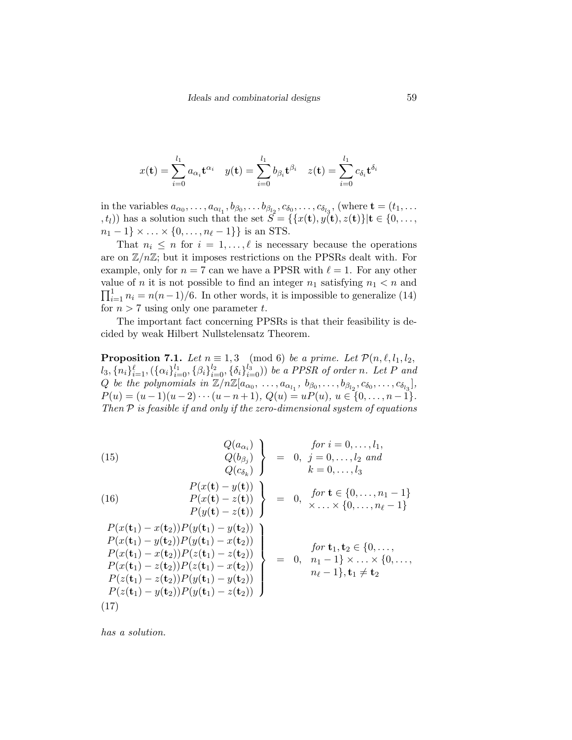$$x(\mathbf{t}) = \sum_{i=0}^{l_1} a_{\alpha_i} \mathbf{t}^{\alpha_i} \quad y(\mathbf{t}) = \sum_{i=0}^{l_1} b_{\beta_i} \mathbf{t}^{\beta_i} \quad z(\mathbf{t}) = \sum_{i=0}^{l_1} c_{\delta_i} \mathbf{t}^{\delta_i}$$

in the variables $a_{\alpha_0}, \ldots, a_{\alpha_{l_1}}, b_{\beta_0}, \ldots b_{\beta_{l_2}}, c_{\delta_0}, \ldots, c_{\delta_{l_3}}$, (where $\mathbf{t} = (t_1, \ldots, t_l)$) has a solution such that the set $S = \{\{x(\mathbf{t}), y(\mathbf{t}), z(\mathbf{t})\} | \mathbf{t} \in \{0, \ldots, n_1 - 1\} \times \ldots \times \{0, \ldots, n_\ell - 1\}\}$ is an STS.

That $n_i \leq n$ for $i = 1, \ldots, \ell$ is necessary because the operations are on $\mathbb{Z}/n\mathbb{Z}$; but it imposes restrictions on the PPSRs dealt with. For example, only for $n = 7$ can we have a PPSR with $\ell = 1$. For any other value of $n$ it is not possible to find an integer $n_1$ satisfying $n_1 < n$ and $\prod_{i=1}^{1} n_i = n(n-1)/6$. In other words, it is impossible to generalize (14) for $n > 7$ using only one parameter $t$.

The important fact concerning PPSRs is that their feasibility is decided by weak Hilbert Nullstelensatz Theorem.

**Proposition 7.1.** *Let $n \equiv 1, 3 \pmod 6$ be a prime. Let $\mathcal{P}(n, \ell, l_1, l_2, l_3, \{n_i\}_{i=1}^{\ell}, (\{\alpha_i\}_{i=0}^{l_1}, \{\beta_i\}_{i=0}^{l_2}, \{\delta_i\}_{i=0}^{l_3}))$ be a PPSR of order $n$. Let $P$ and $Q$ be the polynomials in $\mathbb{Z}/n\mathbb{Z}[a_{\alpha_0}, \ldots, a_{\alpha_{l_1}}, b_{\beta_0}, \ldots, b_{\beta_{l_2}}, c_{\delta_0}, \ldots, c_{\delta_{l_3}}]$, $P(u) = (u-1)(u-2)\cdots(u-n+1)$, $Q(u) = uP(u)$, $u \in \{0, \ldots, n-1\}$. Then $\mathcal{P}$ is feasible if and only if the zero-dimensional system of equations*

$$\left.\begin{array}{r} Q(a_{\alpha_i}) \\ Q(b_{\beta_j}) \\ Q(c_{\delta_k}) \end{array}\right\} = 0, \quad \begin{array}{l} \text{for } i = 0, \ldots, l_1, \\ j = 0, \ldots, l_2 \text{ and} \\ k = 0, \ldots, l_3 \end{array} \tag{15}$$

$$\left.\begin{array}{r} P(x(\mathbf{t}) - y(\mathbf{t})) \\ P(x(\mathbf{t}) - z(\mathbf{t})) \\ P(y(\mathbf{t}) - z(\mathbf{t})) \end{array}\right\} = 0, \quad \begin{array}{l} \text{for } \mathbf{t} \in \{0, \ldots, n_1 - 1\} \\ \times \ldots \times \{0, \ldots, n_\ell - 1\} \end{array} \tag{16}$$

$$\left.\begin{array}{r} P(x(\mathbf{t}_1) - x(\mathbf{t}_2))P(y(\mathbf{t}_1) - y(\mathbf{t}_2)) \\ P(x(\mathbf{t}_1) - y(\mathbf{t}_2))P(y(\mathbf{t}_1) - x(\mathbf{t}_2)) \\ P(x(\mathbf{t}_1) - x(\mathbf{t}_2))P(z(\mathbf{t}_1) - z(\mathbf{t}_2)) \\ P(x(\mathbf{t}_1) - z(\mathbf{t}_2))P(z(\mathbf{t}_1) - x(\mathbf{t}_2)) \\ P(z(\mathbf{t}_1) - z(\mathbf{t}_2))P(y(\mathbf{t}_1) - y(\mathbf{t}_2)) \\ P(z(\mathbf{t}_1) - y(\mathbf{t}_2))P(y(\mathbf{t}_1) - z(\mathbf{t}_2)) \end{array}\right\} = 0, \quad \begin{array}{l} \text{for } \mathbf{t}_1, \mathbf{t}_2 \in \{0, \ldots, \\ n_1 - 1\} \times \ldots \times \{0, \ldots, \\ n_\ell - 1\}, \mathbf{t}_1 \neq \mathbf{t}_2 \end{array} \tag{17}$$

*has a solution.*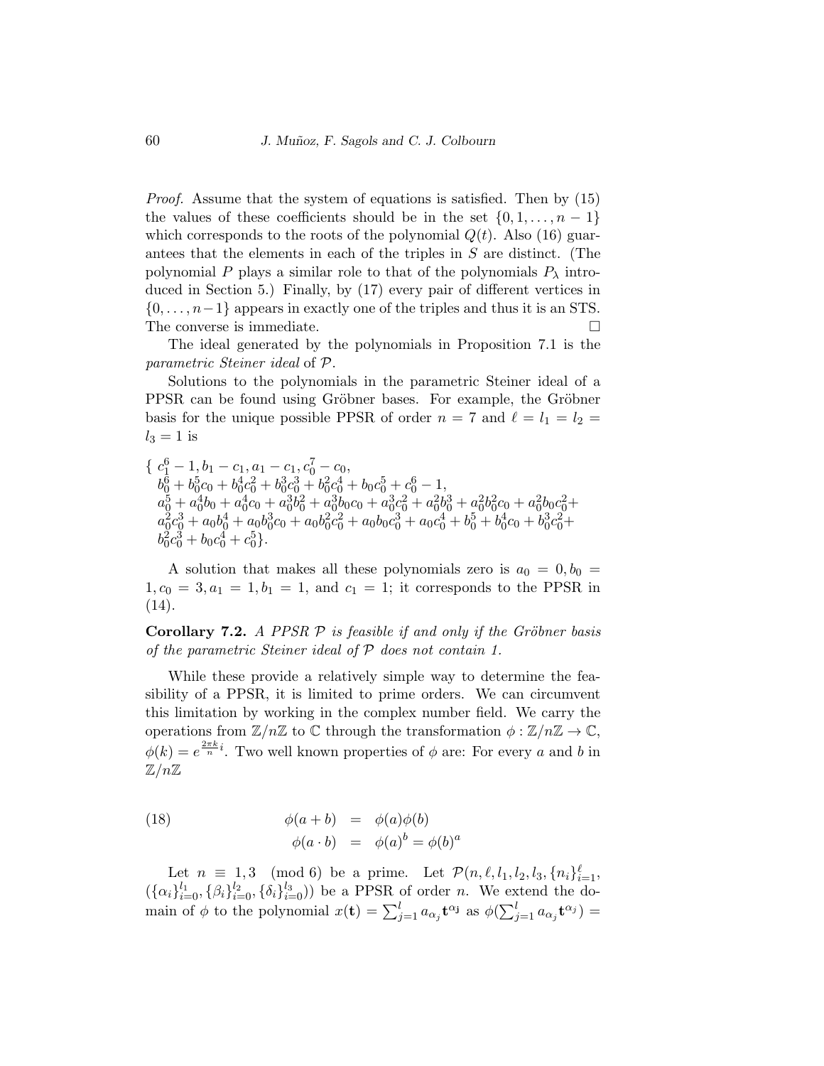*Proof.* Assume that the system of equations is satisfied. Then by (15) the values of these coefficients should be in the set $\{0, 1, \ldots, n-1\}$ which corresponds to the roots of the polynomial $Q(t)$. Also (16) guarantees that the elements in each of the triples in $S$ are distinct. (The polynomial $P$ plays a similar role to that of the polynomials $P_\lambda$ introduced in Section 5.) Finally, by (17) every pair of different vertices in $\{0, \ldots, n-1\}$ appears in exactly one of the triples and thus it is an STS. The converse is immediate. $\square$

The ideal generated by the polynomials in Proposition 7.1 is the *parametric Steiner ideal* of $\mathcal{P}$.

Solutions to the polynomials in the parametric Steiner ideal of a PPSR can be found using Gröbner bases. For example, the Gröbner basis for the unique possible PPSR of order $n = 7$ and $\ell = l_1 = l_2 = l_3 = 1$ is

$$
\begin{aligned}
\{\ & c_1^6 - 1, b_1 - c_1, a_1 - c_1, c_0^7 - c_0, \\
& b_0^6 + b_0^5 c_0 + b_0^4 c_0^2 + b_0^3 c_0^3 + b_0^2 c_0^4 + b_0 c_0^5 + c_0^6 - 1, \\
& a_0^5 + a_0^4 b_0 + a_0^4 c_0 + a_0^3 b_0^2 + a_0^3 b_0 c_0 + a_0^3 c_0^2 + a_0^2 b_0^3 + a_0^2 b_0^2 c_0 + a_0^2 b_0 c_0^2 + \\
& a_0^2 c_0^3 + a_0 b_0^4 + a_0 b_0^3 c_0 + a_0 b_0^2 c_0^2 + a_0 b_0 c_0^3 + a_0 c_0^4 + b_0^5 + b_0^4 c_0 + b_0^3 c_0^2 + \\
& b_0^2 c_0^3 + b_0 c_0^4 + c_0^5 \}.
\end{aligned}
$$

A solution that makes all these polynomials zero is $a_0 = 0, b_0 = 1, c_0 = 3, a_1 = 1, b_1 = 1$, and $c_1 = 1$; it corresponds to the PPSR in (14).

**Corollary 7.2.** *A PPSR $\mathcal{P}$ is feasible if and only if the Gröbner basis of the parametric Steiner ideal of $\mathcal{P}$ does not contain 1.*

While these provide a relatively simple way to determine the feasibility of a PPSR, it is limited to prime orders. We can circumvent this limitation by working in the complex number field. We carry the operations from $\mathbb{Z}/n\mathbb{Z}$ to $\mathbb{C}$ through the transformation $\phi : \mathbb{Z}/n\mathbb{Z} \to \mathbb{C}$, $\phi(k) = e^{\frac{2\pi k}{n} i}$. Two well known properties of $\phi$ are: For every $a$ and $b$ in $\mathbb{Z}/n\mathbb{Z}$

$$
\begin{aligned}
\phi(a + b) &= \phi(a)\phi(b) \\
\phi(a \cdot b) &= \phi(a)^b = \phi(b)^a
\end{aligned}
\tag{18}
$$

Let $n \equiv 1, 3 \pmod 6$ be a prime. Let $\mathcal{P}(n, \ell, l_1, l_2, l_3, \{n_i\}_{i=1}^{\ell}, (\{\alpha_i\}_{i=0}^{l_1}, \{\beta_i\}_{i=0}^{l_2}, \{\delta_i\}_{i=0}^{l_3}))$ be a PPSR of order $n$. We extend the domain of $\phi$ to the polynomial $x(\mathbf{t}) = \sum_{j=1}^{l} a_{\alpha_j} \mathbf{t}^{\alpha_\mathbf{j}}$ as $\phi(\sum_{j=1}^{l} a_{\alpha_j} \mathbf{t}^{\alpha_j}) =$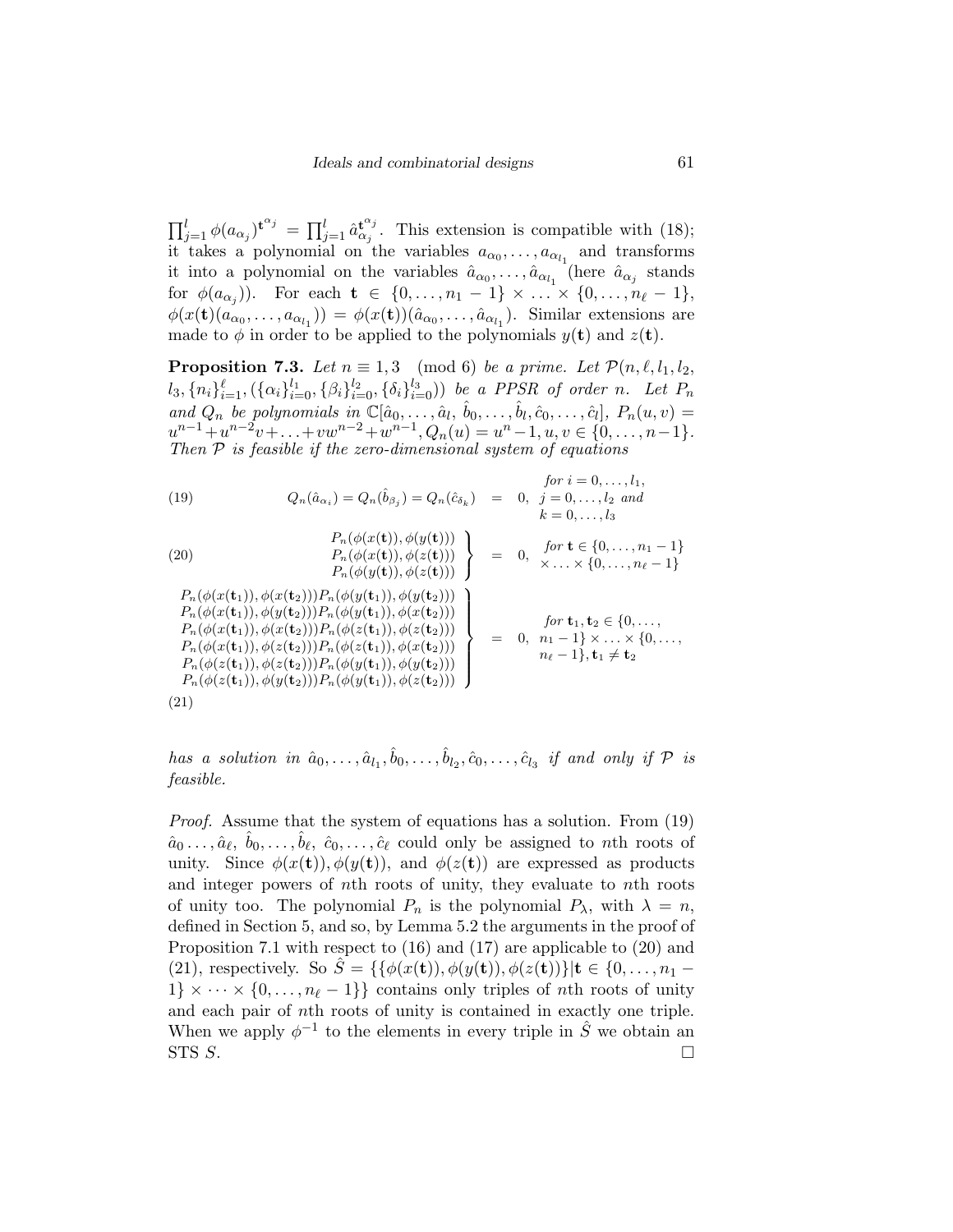$\prod_{j=1}^{l} \phi(a_{\alpha_j})^{\mathbf{t}^{\alpha_j}} = \prod_{j=1}^{l} \hat{a}_{\alpha_j}^{\mathbf{t}^{\alpha_j}}$. This extension is compatible with (18); it takes a polynomial on the variables $a_{\alpha_0}, \ldots, a_{\alpha_{l_1}}$ and transforms it into a polynomial on the variables $\hat{a}_{\alpha_0}, \ldots, \hat{a}_{\alpha_{l_1}}$ (here $\hat{a}_{\alpha_j}$ stands for $\phi(a_{\alpha_j})$). For each $\mathbf{t} \in \{0, \ldots, n_1 - 1\} \times \ldots \times \{0, \ldots, n_\ell - 1\}$, $\phi(x(\mathbf{t})(a_{\alpha_0}, \ldots, a_{\alpha_{l_1}})) = \phi(x(\mathbf{t}))(\hat{a}_{\alpha_0}, \ldots, \hat{a}_{\alpha_{l_1}})$. Similar extensions are made to $\phi$ in order to be applied to the polynomials $y(\mathbf{t})$ and $z(\mathbf{t})$.

**Proposition 7.3.** *Let $n \equiv 1, 3 \pmod 6$ be a prime. Let $\mathcal{P}(n, \ell, l_1, l_2, l_3, \{n_i\}_{i=1}^{\ell}, (\{\alpha_i\}_{i=0}^{l_1}, \{\beta_i\}_{i=0}^{l_2}, \{\delta_i\}_{i=0}^{l_3}))$ be a PPSR of order $n$. Let $P_n$ and $Q_n$ be polynomials in $\mathbb{C}[\hat{a}_0, \ldots, \hat{a}_l, \hat{b}_0, \ldots, \hat{b}_l, \hat{c}_0, \ldots, \hat{c}_l]$, $P_n(u, v) = u^{n-1} + u^{n-2}v + \ldots + vw^{n-2} + w^{n-1}, Q_n(u) = u^n - 1, u, v \in \{0, \ldots, n-1\}$. Then $\mathcal{P}$ is feasible if the zero-dimensional system of equations*

$$Q_n(\hat{a}_{\alpha_i}) = Q_n(\hat{b}_{\beta_j}) = Q_n(\hat{c}_{\delta_k}) = 0, \quad \text{for } i = 0, \ldots, l_1,\ j = 0, \ldots, l_2 \text{ and } k = 0, \ldots, l_3 \tag{19}$$

$$\left.\begin{array}{r} P_n(\phi(x(\mathbf{t})), \phi(y(\mathbf{t}))) \\ P_n(\phi(x(\mathbf{t})), \phi(z(\mathbf{t}))) \\ P_n(\phi(y(\mathbf{t})), \phi(z(\mathbf{t}))) \end{array}\right\} = 0, \quad \text{for } \mathbf{t} \in \{0, \ldots, n_1 - 1\} \times \ldots \times \{0, \ldots, n_\ell - 1\} \tag{20}$$

$$\left.\begin{array}{r} P_n(\phi(x(\mathbf{t}_1)), \phi(x(\mathbf{t}_2))) P_n(\phi(y(\mathbf{t}_1)), \phi(y(\mathbf{t}_2))) \\ P_n(\phi(x(\mathbf{t}_1)), \phi(y(\mathbf{t}_2))) P_n(\phi(y(\mathbf{t}_1)), \phi(x(\mathbf{t}_2))) \\ P_n(\phi(x(\mathbf{t}_1)), \phi(x(\mathbf{t}_2))) P_n(\phi(z(\mathbf{t}_1)), \phi(z(\mathbf{t}_2))) \\ P_n(\phi(x(\mathbf{t}_1)), \phi(z(\mathbf{t}_2))) P_n(\phi(z(\mathbf{t}_1)), \phi(x(\mathbf{t}_2))) \\ P_n(\phi(z(\mathbf{t}_1)), \phi(z(\mathbf{t}_2))) P_n(\phi(y(\mathbf{t}_1)), \phi(y(\mathbf{t}_2))) \\ P_n(\phi(z(\mathbf{t}_1)), \phi(y(\mathbf{t}_2))) P_n(\phi(y(\mathbf{t}_1)), \phi(z(\mathbf{t}_2))) \end{array}\right\} = 0, \quad \text{for } \mathbf{t}_1, \mathbf{t}_2 \in \{0, \ldots, n_1 - 1\} \times \ldots \times \{0, \ldots, n_\ell - 1\}, \mathbf{t}_1 \neq \mathbf{t}_2 \tag{21}$$

*has a solution in $\hat{a}_0, \ldots, \hat{a}_{l_1}, \hat{b}_0, \ldots, \hat{b}_{l_2}, \hat{c}_0, \ldots, \hat{c}_{l_3}$ if and only if $\mathcal{P}$ is feasible.*

*Proof.* Assume that the system of equations has a solution. From (19) $\hat{a}_0 \ldots, \hat{a}_\ell$, $\hat{b}_0, \ldots, \hat{b}_\ell$, $\hat{c}_0, \ldots, \hat{c}_\ell$ could only be assigned to $n$th roots of unity. Since $\phi(x(\mathbf{t})), \phi(y(\mathbf{t}))$, and $\phi(z(\mathbf{t}))$ are expressed as products and integer powers of $n$th roots of unity, they evaluate to $n$th roots of unity too. The polynomial $P_n$ is the polynomial $P_\lambda$, with $\lambda = n$, defined in Section 5, and so, by Lemma 5.2 the arguments in the proof of Proposition 7.1 with respect to (16) and (17) are applicable to (20) and (21), respectively. So $\hat{S} = \{\{\phi(x(\mathbf{t})), \phi(y(\mathbf{t})), \phi(z(\mathbf{t}))\} | \mathbf{t} \in \{0, \ldots, n_1 - 1\} \times \cdots \times \{0, \ldots, n_\ell - 1\}\}$ contains only triples of $n$th roots of unity and each pair of $n$th roots of unity is contained in exactly one triple. When we apply $\phi^{-1}$ to the elements in every triple in $\hat{S}$ we obtain an STS $S$. $\square$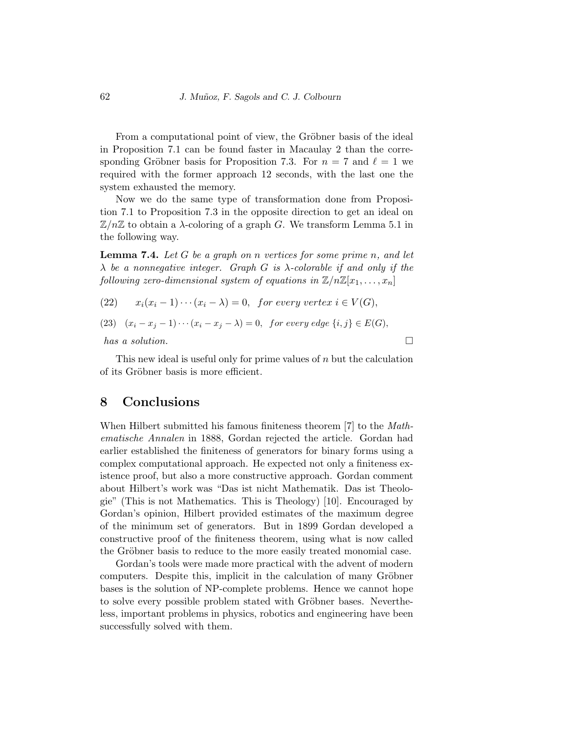From a computational point of view, the Gröbner basis of the ideal in Proposition 7.1 can be found faster in Macaulay 2 than the corresponding Gröbner basis for Proposition 7.3. For $n = 7$ and $\ell = 1$ we required with the former approach 12 seconds, with the last one the system exhausted the memory.

Now we do the same type of transformation done from Proposition 7.1 to Proposition 7.3 in the opposite direction to get an ideal on $\mathbb{Z}/n\mathbb{Z}$ to obtain a $\lambda$-coloring of a graph $G$. We transform Lemma 5.1 in the following way.

**Lemma 7.4.** *Let $G$ be a graph on $n$ vertices for some prime $n$, and let $\lambda$ be a nonnegative integer. Graph $G$ is $\lambda$-colorable if and only if the following zero-dimensional system of equations in $\mathbb{Z}/n\mathbb{Z}[x_1, \ldots, x_n]$*

$$x_i(x_i - 1) \cdots (x_i - \lambda) = 0, \quad \textit{for every vertex } i \in V(G), \tag{22}$$

$$(x_i - x_j - 1) \cdots (x_i - x_j - \lambda) = 0, \quad \textit{for every edge } \{i, j\} \in E(G), \tag{23}$$

*has a solution.* □

This new ideal is useful only for prime values of $n$ but the calculation of its Gröbner basis is more efficient.

## 8 Conclusions

When Hilbert submitted his famous finiteness theorem [7] to the *Mathematische Annalen* in 1888, Gordan rejected the article. Gordan had earlier established the finiteness of generators for binary forms using a complex computational approach. He expected not only a finiteness existence proof, but also a more constructive approach. Gordan comment about Hilbert's work was "Das ist nicht Mathematik. Das ist Theologie" (This is not Mathematics. This is Theology) [10]. Encouraged by Gordan's opinion, Hilbert provided estimates of the maximum degree of the minimum set of generators. But in 1899 Gordan developed a constructive proof of the finiteness theorem, using what is now called the Gröbner basis to reduce to the more easily treated monomial case.

Gordan's tools were made more practical with the advent of modern computers. Despite this, implicit in the calculation of many Gröbner bases is the solution of NP-complete problems. Hence we cannot hope to solve every possible problem stated with Gröbner bases. Nevertheless, important problems in physics, robotics and engineering have been successfully solved with them.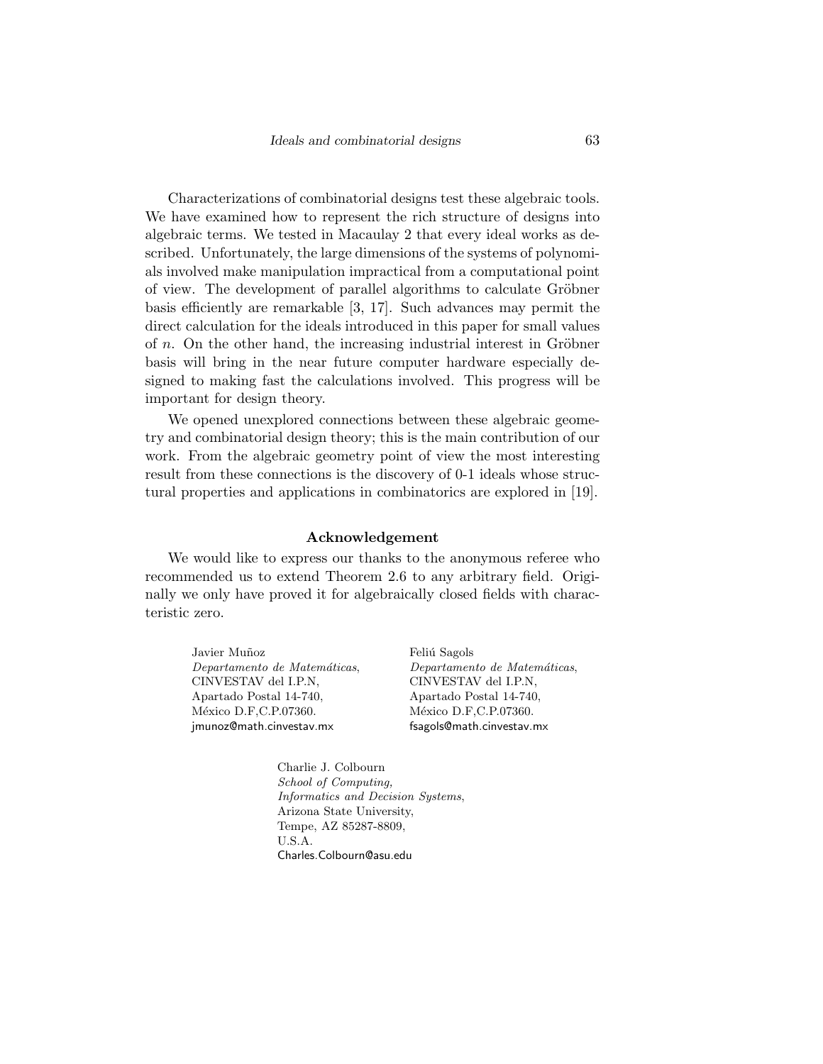Characterizations of combinatorial designs test these algebraic tools. We have examined how to represent the rich structure of designs into algebraic terms. We tested in Macaulay 2 that every ideal works as described. Unfortunately, the large dimensions of the systems of polynomials involved make manipulation impractical from a computational point of view. The development of parallel algorithms to calculate Gröbner basis efficiently are remarkable [3, 17]. Such advances may permit the direct calculation for the ideals introduced in this paper for small values of $n$. On the other hand, the increasing industrial interest in Gröbner basis will bring in the near future computer hardware especially designed to making fast the calculations involved. This progress will be important for design theory.

We opened unexplored connections between these algebraic geometry and combinatorial design theory; this is the main contribution of our work. From the algebraic geometry point of view the most interesting result from these connections is the discovery of 0-1 ideals whose structural properties and applications in combinatorics are explored in [19].

**Acknowledgement**

We would like to express our thanks to the anonymous referee who recommended us to extend Theorem 2.6 to any arbitrary field. Originally we only have proved it for algebraically closed fields with characteristic zero.

Javier Muñoz
*Departamento de Matemáticas*,
CINVESTAV del I.P.N,
Apartado Postal 14-740,
México D.F,C.P.07360.
jmunoz@math.cinvestav.mx

Feliú Sagols
*Departamento de Matemáticas*,
CINVESTAV del I.P.N,
Apartado Postal 14-740,
México D.F,C.P.07360.
fsagols@math.cinvestav.mx

Charlie J. Colbourn
*School of Computing,*
*Informatics and Decision Systems*,
Arizona State University,
Tempe, AZ 85287-8809,
U.S.A.
Charles.Colbourn@asu.edu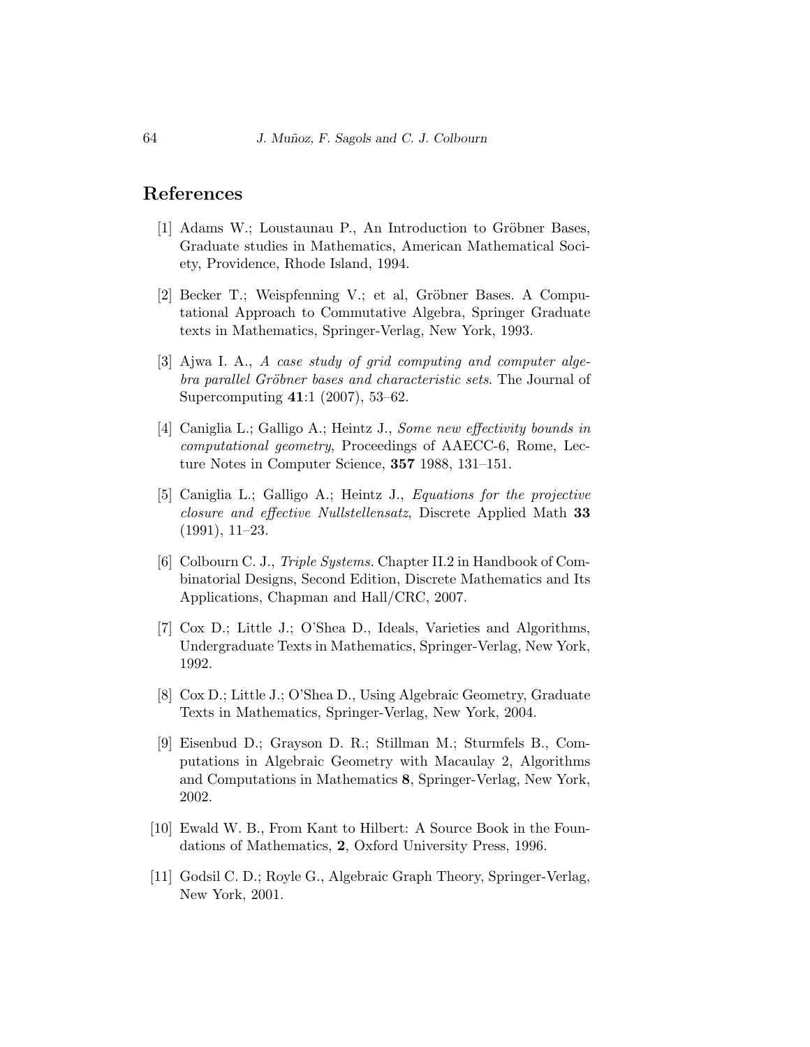## References

[1] Adams W.; Loustaunau P., An Introduction to Gröbner Bases, Graduate studies in Mathematics, American Mathematical Society, Providence, Rhode Island, 1994.

[2] Becker T.; Weispfenning V.; et al, Gröbner Bases. A Computational Approach to Commutative Algebra, Springer Graduate texts in Mathematics, Springer-Verlag, New York, 1993.

[3] Ajwa I. A., *A case study of grid computing and computer algebra parallel Gröbner bases and characteristic sets*. The Journal of Supercomputing **41**:1 (2007), 53–62.

[4] Caniglia L.; Galligo A.; Heintz J., *Some new effectivity bounds in computational geometry*, Proceedings of AAECC-6, Rome, Lecture Notes in Computer Science, **357** 1988, 131–151.

[5] Caniglia L.; Galligo A.; Heintz J., *Equations for the projective closure and effective Nullstellensatz*, Discrete Applied Math **33** (1991), 11–23.

[6] Colbourn C. J., *Triple Systems.* Chapter II.2 in Handbook of Combinatorial Designs, Second Edition, Discrete Mathematics and Its Applications, Chapman and Hall/CRC, 2007.

[7] Cox D.; Little J.; O'Shea D., Ideals, Varieties and Algorithms, Undergraduate Texts in Mathematics, Springer-Verlag, New York, 1992.

[8] Cox D.; Little J.; O'Shea D., Using Algebraic Geometry, Graduate Texts in Mathematics, Springer-Verlag, New York, 2004.

[9] Eisenbud D.; Grayson D. R.; Stillman M.; Sturmfels B., Computations in Algebraic Geometry with Macaulay 2, Algorithms and Computations in Mathematics **8**, Springer-Verlag, New York, 2002.

[10] Ewald W. B., From Kant to Hilbert: A Source Book in the Foundations of Mathematics, **2**, Oxford University Press, 1996.

[11] Godsil C. D.; Royle G., Algebraic Graph Theory, Springer-Verlag, New York, 2001.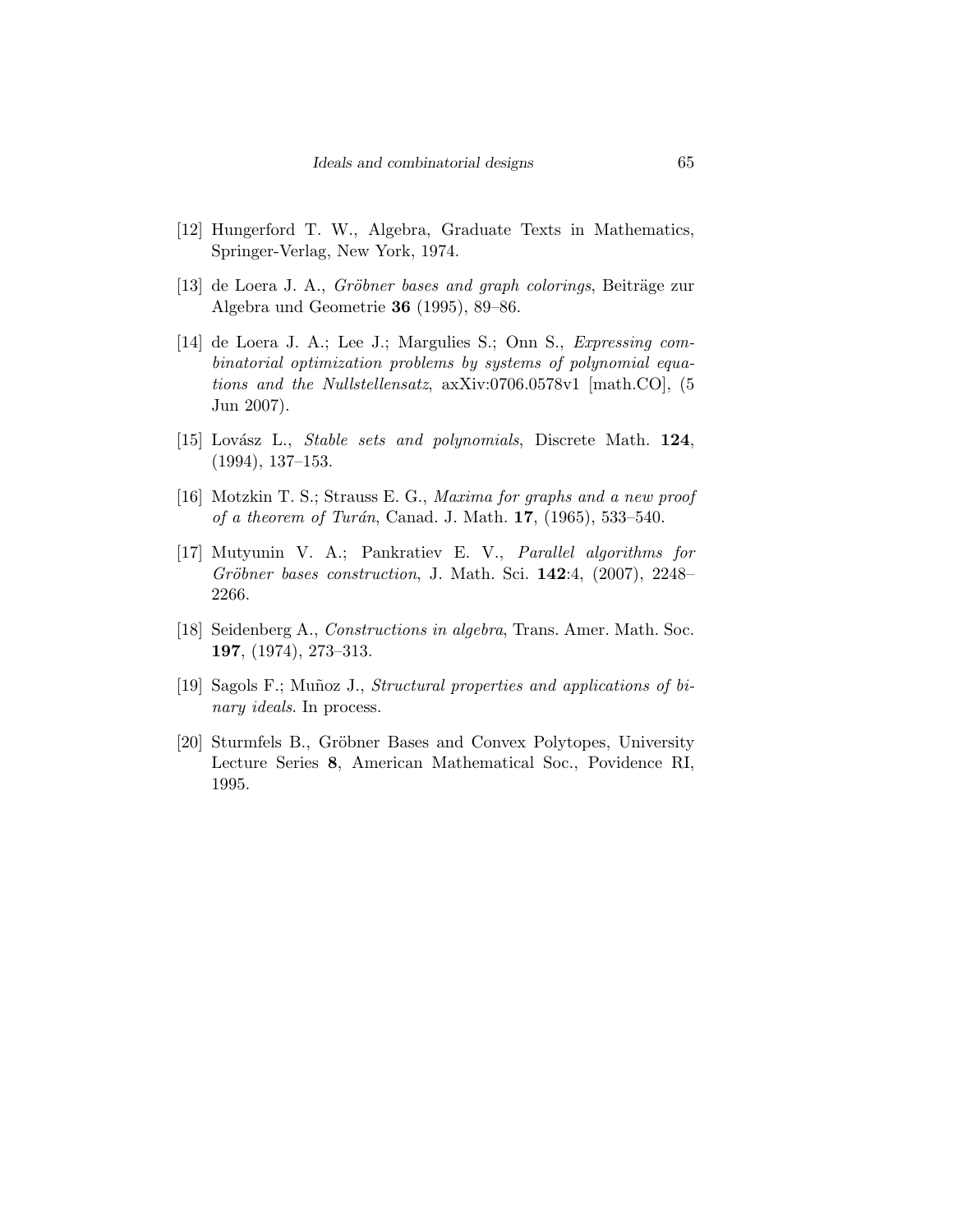[12] Hungerford T. W., Algebra, Graduate Texts in Mathematics, Springer-Verlag, New York, 1974.

[13] de Loera J. A., *Gröbner bases and graph colorings*, Beiträge zur Algebra und Geometrie **36** (1995), 89–86.

[14] de Loera J. A.; Lee J.; Margulies S.; Onn S., *Expressing combinatorial optimization problems by systems of polynomial equations and the Nullstellensatz*, axXiv:0706.0578v1 [math.CO], (5 Jun 2007).

[15] Lovász L., *Stable sets and polynomials*, Discrete Math. **124**, (1994), 137–153.

[16] Motzkin T. S.; Strauss E. G., *Maxima for graphs and a new proof of a theorem of Turán*, Canad. J. Math. **17**, (1965), 533–540.

[17] Mutyunin V. A.; Pankratiev E. V., *Parallel algorithms for Gröbner bases construction*, J. Math. Sci. **142**:4, (2007), 2248–2266.

[18] Seidenberg A., *Constructions in algebra*, Trans. Amer. Math. Soc. **197**, (1974), 273–313.

[19] Sagols F.; Muñoz J., *Structural properties and applications of binary ideals*. In process.

[20] Sturmfels B., Gröbner Bases and Convex Polytopes, University Lecture Series **8**, American Mathematical Soc., Povidence RI, 1995.